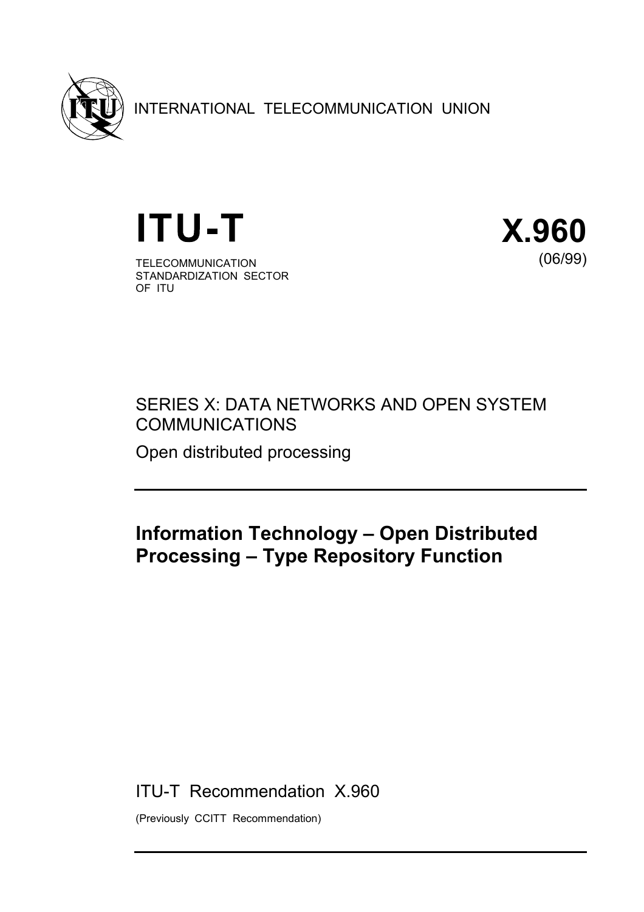INTERNATIONAL TELECOMMUNICATION UNION

# ITU-T

TELECOMMUNICATION STANDARDIZATION SECTOR OF ITU

# X.960

(06/99)

SERIES X: DATA NETWORKS AND OPEN SYSTEM COMMUNICATIONS

Open distributed processing

## Information Technology – Open Distributed Processing – Type Repository Function

ITU-T Recommendation X.960

(Previously CCITT Recommendation)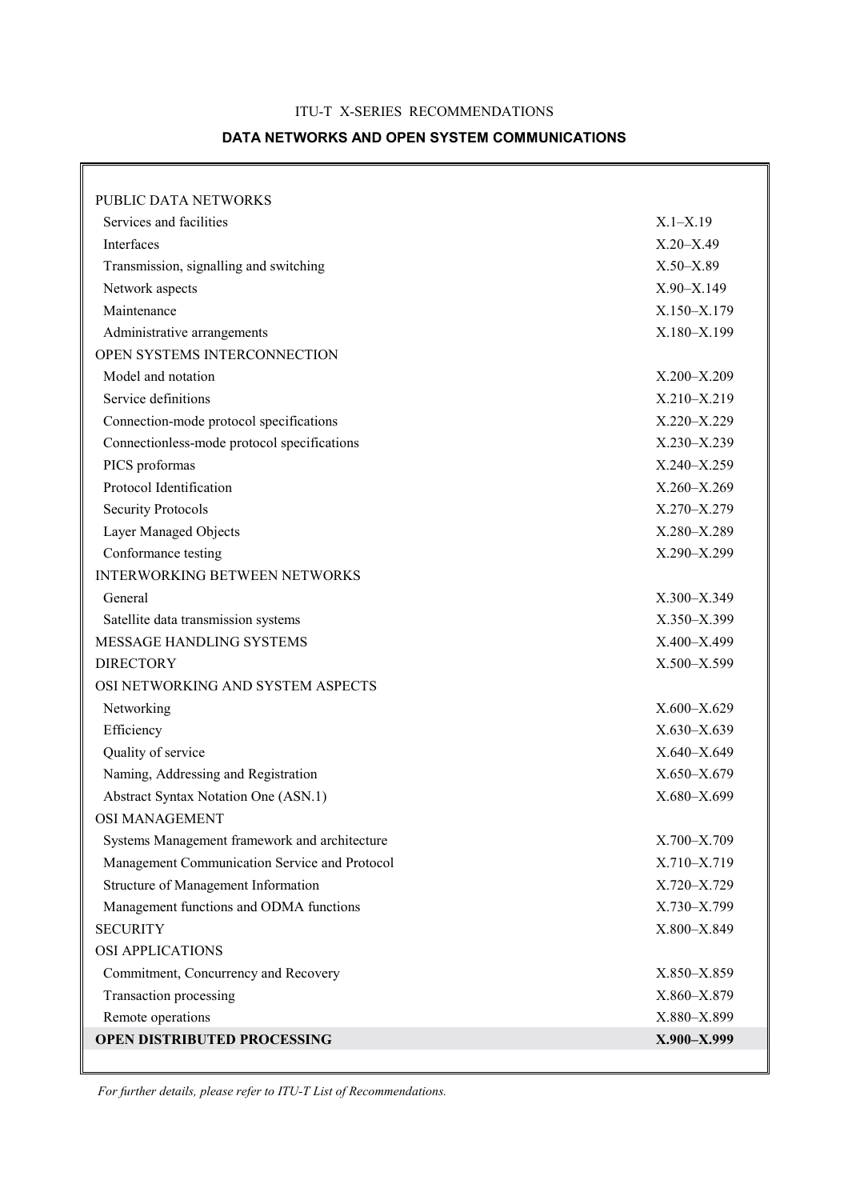ITU-T X-SERIES RECOMMENDATIONS

**DATA NETWORKS AND OPEN SYSTEM COMMUNICATIONS**

| | |
|---|---|
| PUBLIC DATA NETWORKS | |
| Services and facilities | X.1–X.19 |
| Interfaces | X.20–X.49 |
| Transmission, signalling and switching | X.50–X.89 |
| Network aspects | X.90–X.149 |
| Maintenance | X.150–X.179 |
| Administrative arrangements | X.180–X.199 |
| OPEN SYSTEMS INTERCONNECTION | |
| Model and notation | X.200–X.209 |
| Service definitions | X.210–X.219 |
| Connection-mode protocol specifications | X.220–X.229 |
| Connectionless-mode protocol specifications | X.230–X.239 |
| PICS proformas | X.240–X.259 |
| Protocol Identification | X.260–X.269 |
| Security Protocols | X.270–X.279 |
| Layer Managed Objects | X.280–X.289 |
| Conformance testing | X.290–X.299 |
| INTERWORKING BETWEEN NETWORKS | |
| General | X.300–X.349 |
| Satellite data transmission systems | X.350–X.399 |
| MESSAGE HANDLING SYSTEMS | X.400–X.499 |
| DIRECTORY | X.500–X.599 |
| OSI NETWORKING AND SYSTEM ASPECTS | |
| Networking | X.600–X.629 |
| Efficiency | X.630–X.639 |
| Quality of service | X.640–X.649 |
| Naming, Addressing and Registration | X.650–X.679 |
| Abstract Syntax Notation One (ASN.1) | X.680–X.699 |
| OSI MANAGEMENT | |
| Systems Management framework and architecture | X.700–X.709 |
| Management Communication Service and Protocol | X.710–X.719 |
| Structure of Management Information | X.720–X.729 |
| Management functions and ODMA functions | X.730–X.799 |
| SECURITY | X.800–X.849 |
| OSI APPLICATIONS | |
| Commitment, Concurrency and Recovery | X.850–X.859 |
| Transaction processing | X.860–X.879 |
| Remote operations | X.880–X.899 |
| **OPEN DISTRIBUTED PROCESSING** | **X.900–X.999** |

*For further details, please refer to ITU-T List of Recommendations.*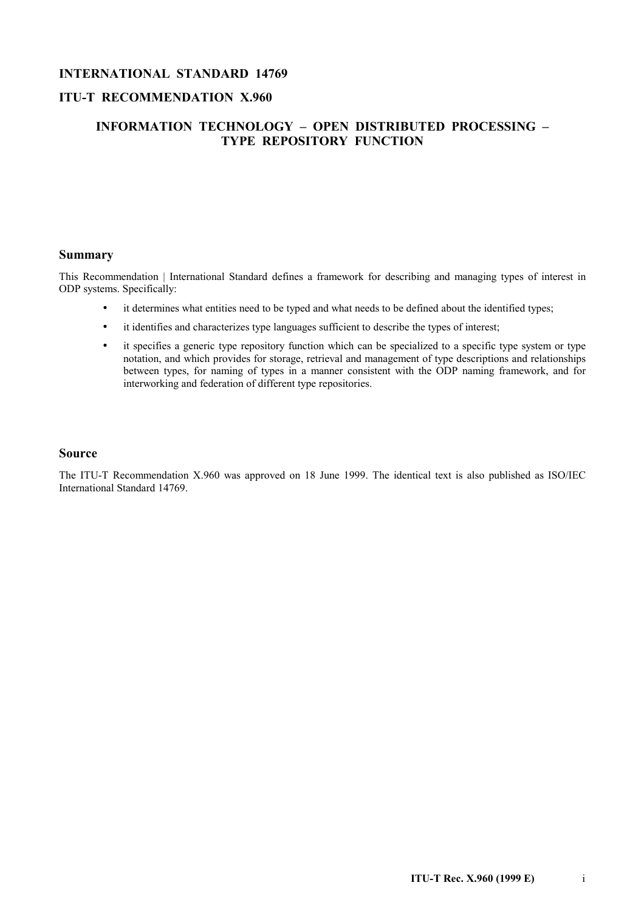**INTERNATIONAL STANDARD 14769**

**ITU-T RECOMMENDATION X.960**

# INFORMATION TECHNOLOGY – OPEN DISTRIBUTED PROCESSING – TYPE REPOSITORY FUNCTION

## Summary

This Recommendation | International Standard defines a framework for describing and managing types of interest in ODP systems. Specifically:

- it determines what entities need to be typed and what needs to be defined about the identified types;
- it identifies and characterizes type languages sufficient to describe the types of interest;
- it specifies a generic type repository function which can be specialized to a specific type system or type notation, and which provides for storage, retrieval and management of type descriptions and relationships between types, for naming of types in a manner consistent with the ODP naming framework, and for interworking and federation of different type repositories.

## Source

The ITU-T Recommendation X.960 was approved on 18 June 1999. The identical text is also published as ISO/IEC International Standard 14769.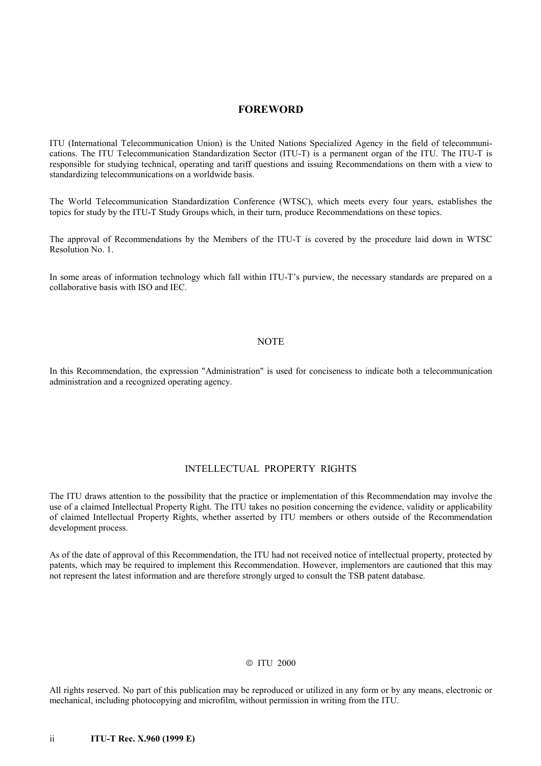## FOREWORD

ITU (International Telecommunication Union) is the United Nations Specialized Agency in the field of telecommunications. The ITU Telecommunication Standardization Sector (ITU-T) is a permanent organ of the ITU. The ITU-T is responsible for studying technical, operating and tariff questions and issuing Recommendations on them with a view to standardizing telecommunications on a worldwide basis.

The World Telecommunication Standardization Conference (WTSC), which meets every four years, establishes the topics for study by the ITU-T Study Groups which, in their turn, produce Recommendations on these topics.

The approval of Recommendations by the Members of the ITU-T is covered by the procedure laid down in WTSC Resolution No. 1.

In some areas of information technology which fall within ITU-T's purview, the necessary standards are prepared on a collaborative basis with ISO and IEC.

### NOTE

In this Recommendation, the expression "Administration" is used for conciseness to indicate both a telecommunication administration and a recognized operating agency.

### INTELLECTUAL PROPERTY RIGHTS

The ITU draws attention to the possibility that the practice or implementation of this Recommendation may involve the use of a claimed Intellectual Property Right. The ITU takes no position concerning the evidence, validity or applicability of claimed Intellectual Property Rights, whether asserted by ITU members or others outside of the Recommendation development process.

As of the date of approval of this Recommendation, the ITU had not received notice of intellectual property, protected by patents, which may be required to implement this Recommendation. However, implementors are cautioned that this may not represent the latest information and are therefore strongly urged to consult the TSB patent database.

© ITU 2000

All rights reserved. No part of this publication may be reproduced or utilized in any form or by any means, electronic or mechanical, including photocopying and microfilm, without permission in writing from the ITU.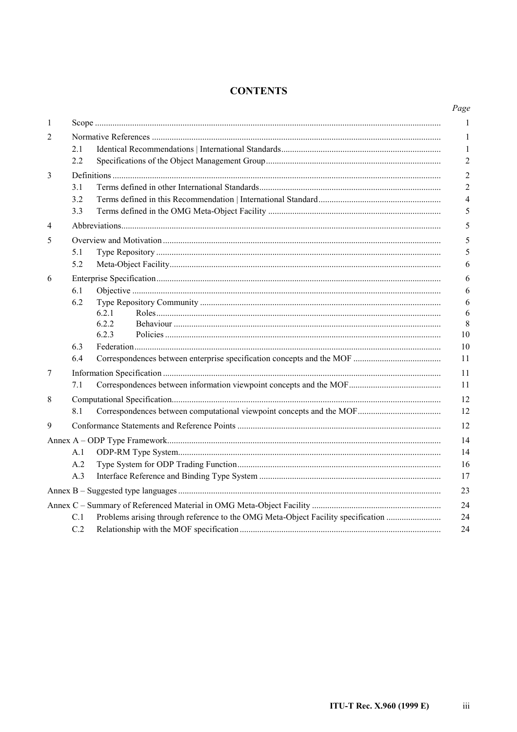# CONTENTS

| | | Page |
|---|---|---|
| 1 | Scope | 1 |
| 2 | Normative References | 1 |
| | 2.1 Identical Recommendations \| International Standards | 1 |
| | 2.2 Specifications of the Object Management Group | 2 |
| 3 | Definitions | 2 |
| | 3.1 Terms defined in other International Standards | 2 |
| | 3.2 Terms defined in this Recommendation \| International Standard | 4 |
| | 3.3 Terms defined in the OMG Meta-Object Facility | 5 |
| 4 | Abbreviations | 5 |
| 5 | Overview and Motivation | 5 |
| | 5.1 Type Repository | 5 |
| | 5.2 Meta-Object Facility | 6 |
| 6 | Enterprise Specification | 6 |
| | 6.1 Objective | 6 |
| | 6.2 Type Repository Community | 6 |
| | 6.2.1 Roles | 6 |
| | 6.2.2 Behaviour | 8 |
| | 6.2.3 Policies | 10 |
| | 6.3 Federation | 10 |
| | 6.4 Correspondences between enterprise specification concepts and the MOF | 11 |
| 7 | Information Specification | 11 |
| | 7.1 Correspondences between information viewpoint concepts and the MOF | 11 |
| 8 | Computational Specification | 12 |
| | 8.1 Correspondences between computational viewpoint concepts and the MOF | 12 |
| 9 | Conformance Statements and Reference Points | 12 |
| Annex A – ODP Type Framework | | 14 |
| | A.1 ODP-RM Type System | 14 |
| | A.2 Type System for ODP Trading Function | 16 |
| | A.3 Interface Reference and Binding Type System | 17 |
| Annex B – Suggested type languages | | 23 |
| Annex C – Summary of Referenced Material in OMG Meta-Object Facility | | 24 |
| | C.1 Problems arising through reference to the OMG Meta-Object Facility specification | 24 |
| | C.2 Relationship with the MOF specification | 24 |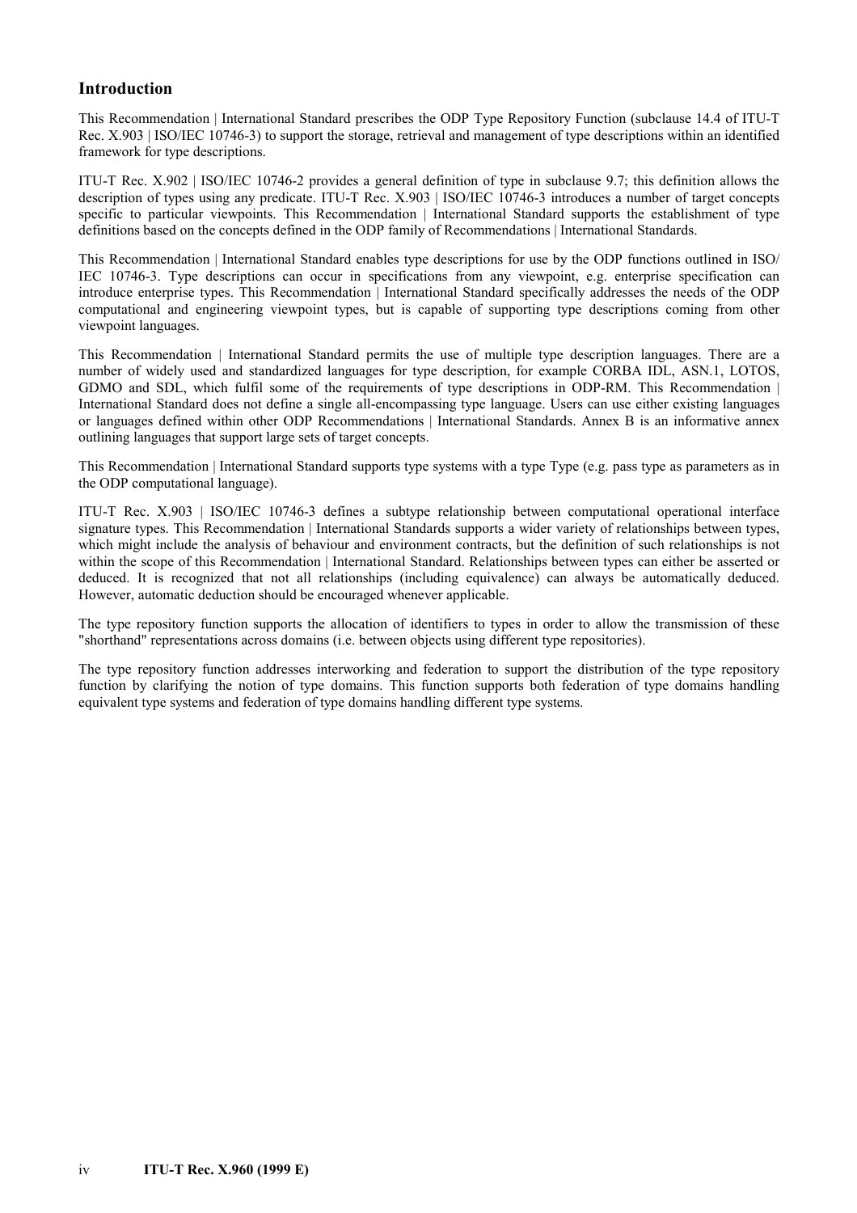## Introduction

This Recommendation | International Standard prescribes the ODP Type Repository Function (subclause 14.4 of ITU-T Rec. X.903 | ISO/IEC 10746-3) to support the storage, retrieval and management of type descriptions within an identified framework for type descriptions.

ITU-T Rec. X.902 | ISO/IEC 10746-2 provides a general definition of type in subclause 9.7; this definition allows the description of types using any predicate. ITU-T Rec. X.903 | ISO/IEC 10746-3 introduces a number of target concepts specific to particular viewpoints. This Recommendation | International Standard supports the establishment of type definitions based on the concepts defined in the ODP family of Recommendations | International Standards.

This Recommendation | International Standard enables type descriptions for use by the ODP functions outlined in ISO/IEC 10746-3. Type descriptions can occur in specifications from any viewpoint, e.g. enterprise specification can introduce enterprise types. This Recommendation | International Standard specifically addresses the needs of the ODP computational and engineering viewpoint types, but is capable of supporting type descriptions coming from other viewpoint languages.

This Recommendation | International Standard permits the use of multiple type description languages. There are a number of widely used and standardized languages for type description, for example CORBA IDL, ASN.1, LOTOS, GDMO and SDL, which fulfil some of the requirements of type descriptions in ODP-RM. This Recommendation | International Standard does not define a single all-encompassing type language. Users can use either existing languages or languages defined within other ODP Recommendations | International Standards. Annex B is an informative annex outlining languages that support large sets of target concepts.

This Recommendation | International Standard supports type systems with a type Type (e.g. pass type as parameters as in the ODP computational language).

ITU-T Rec. X.903 | ISO/IEC 10746-3 defines a subtype relationship between computational operational interface signature types. This Recommendation | International Standards supports a wider variety of relationships between types, which might include the analysis of behaviour and environment contracts, but the definition of such relationships is not within the scope of this Recommendation | International Standard. Relationships between types can either be asserted or deduced. It is recognized that not all relationships (including equivalence) can always be automatically deduced. However, automatic deduction should be encouraged whenever applicable.

The type repository function supports the allocation of identifiers to types in order to allow the transmission of these "shorthand" representations across domains (i.e. between objects using different type repositories).

The type repository function addresses interworking and federation to support the distribution of the type repository function by clarifying the notion of type domains. This function supports both federation of type domains handling equivalent type systems and federation of type domains handling different type systems.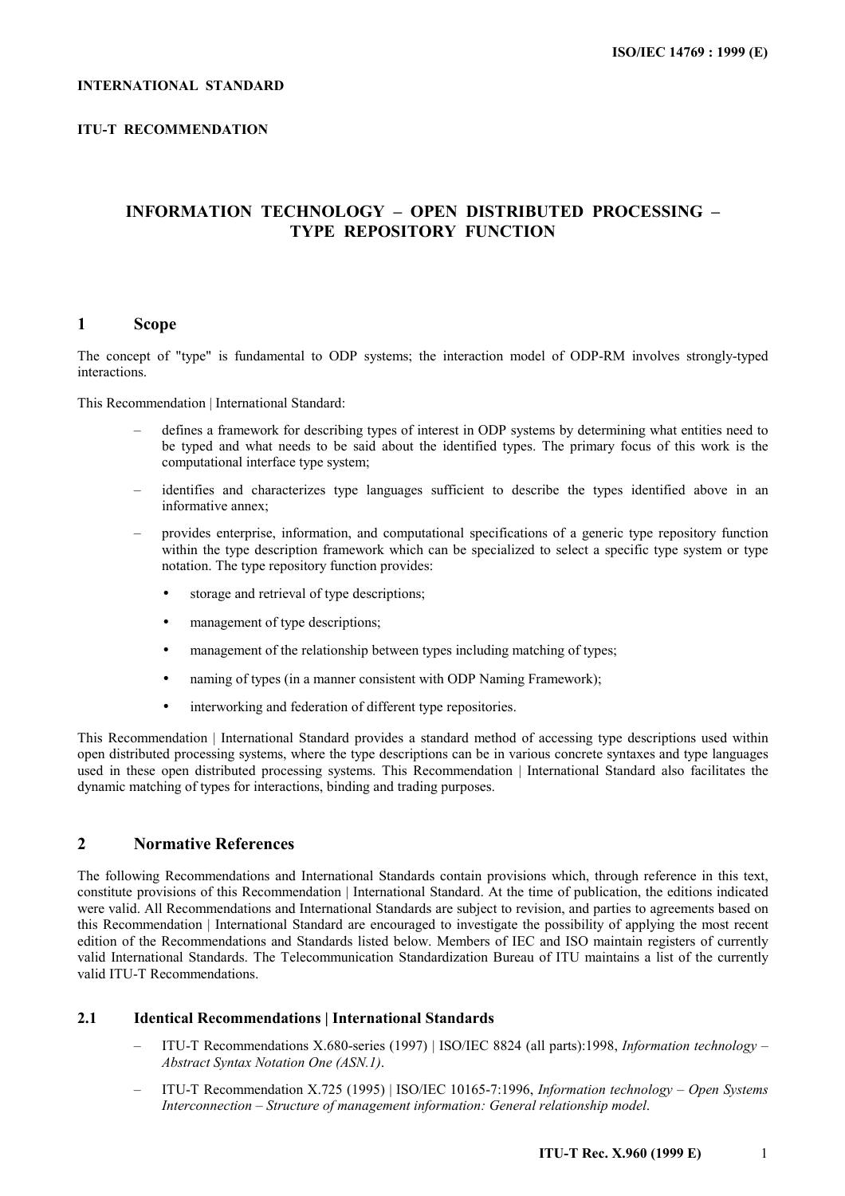**INTERNATIONAL STANDARD**

**ITU-T RECOMMENDATION**

# INFORMATION TECHNOLOGY – OPEN DISTRIBUTED PROCESSING – TYPE REPOSITORY FUNCTION

## 1 Scope

The concept of "type" is fundamental to ODP systems; the interaction model of ODP-RM involves strongly-typed interactions.

This Recommendation | International Standard:

- defines a framework for describing types of interest in ODP systems by determining what entities need to be typed and what needs to be said about the identified types. The primary focus of this work is the computational interface type system;
- identifies and characterizes type languages sufficient to describe the types identified above in an informative annex;
- provides enterprise, information, and computational specifications of a generic type repository function within the type description framework which can be specialized to select a specific type system or type notation. The type repository function provides:
  - storage and retrieval of type descriptions;
  - management of type descriptions;
  - management of the relationship between types including matching of types;
  - naming of types (in a manner consistent with ODP Naming Framework);
  - interworking and federation of different type repositories.

This Recommendation | International Standard provides a standard method of accessing type descriptions used within open distributed processing systems, where the type descriptions can be in various concrete syntaxes and type languages used in these open distributed processing systems. This Recommendation | International Standard also facilitates the dynamic matching of types for interactions, binding and trading purposes.

## 2 Normative References

The following Recommendations and International Standards contain provisions which, through reference in this text, constitute provisions of this Recommendation | International Standard. At the time of publication, the editions indicated were valid. All Recommendations and International Standards are subject to revision, and parties to agreements based on this Recommendation | International Standard are encouraged to investigate the possibility of applying the most recent edition of the Recommendations and Standards listed below. Members of IEC and ISO maintain registers of currently valid International Standards. The Telecommunication Standardization Bureau of ITU maintains a list of the currently valid ITU-T Recommendations.

### 2.1 Identical Recommendations | International Standards

- ITU-T Recommendations X.680-series (1997) | ISO/IEC 8824 (all parts):1998, *Information technology – Abstract Syntax Notation One (ASN.1)*.
- ITU-T Recommendation X.725 (1995) | ISO/IEC 10165-7:1996, *Information technology – Open Systems Interconnection – Structure of management information: General relationship model*.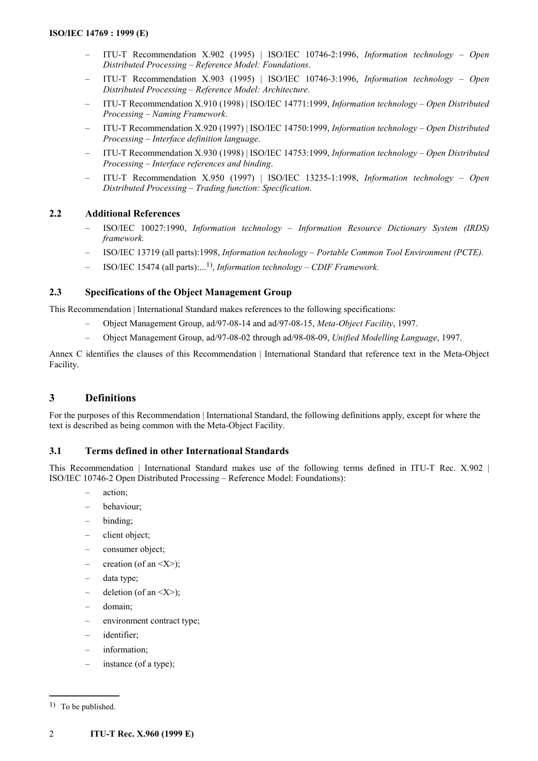- ITU-T Recommendation X.902 (1995) | ISO/IEC 10746-2:1996, *Information technology – Open Distributed Processing – Reference Model: Foundations*.
- ITU-T Recommendation X.903 (1995) | ISO/IEC 10746-3:1996, *Information technology – Open Distributed Processing – Reference Model: Architecture*.
- ITU-T Recommendation X.910 (1998) | ISO/IEC 14771:1999, *Information technology – Open Distributed Processing – Naming Framework*.
- ITU-T Recommendation X.920 (1997) | ISO/IEC 14750:1999, *Information technology – Open Distributed Processing – Interface definition language*.
- ITU-T Recommendation X.930 (1998) | ISO/IEC 14753:1999, *Information technology – Open Distributed Processing – Interface references and binding*.
- ITU-T Recommendation X.950 (1997) | ISO/IEC 13235-1:1998, *Information technology – Open Distributed Processing – Trading function: Specification*.

### 2.2 Additional References

- ISO/IEC 10027:1990, *Information technology – Information Resource Dictionary System (IRDS) framework.*
- ISO/IEC 13719 (all parts):1998, *Information technology – Portable Common Tool Environment (PCTE).*
- ISO/IEC 15474 (all parts):...[1], *Information technology – CDIF Framework.*

### 2.3 Specifications of the Object Management Group

This Recommendation | International Standard makes references to the following specifications:

- Object Management Group, ad/97-08-14 and ad/97-08-15, *Meta-Object Facility*, 1997.
- Object Management Group, ad/97-08-02 through ad/98-08-09, *Unified Modelling Language*, 1997.

Annex C identifies the clauses of this Recommendation | International Standard that reference text in the Meta-Object Facility.

## 3 Definitions

For the purposes of this Recommendation | International Standard, the following definitions apply, except for where the text is described as being common with the Meta-Object Facility.

### 3.1 Terms defined in other International Standards

This Recommendation | International Standard makes use of the following terms defined in ITU-T Rec. X.902 | ISO/IEC 10746-2 Open Distributed Processing – Reference Model: Foundations):

- action;
- behaviour;
- binding;
- client object;
- consumer object;
- creation (of an <X>);
- data type;
- deletion (of an <X>);
- domain;
- environment contract type;
- identifier;
- information;
- instance (of a type);

[1] To be published.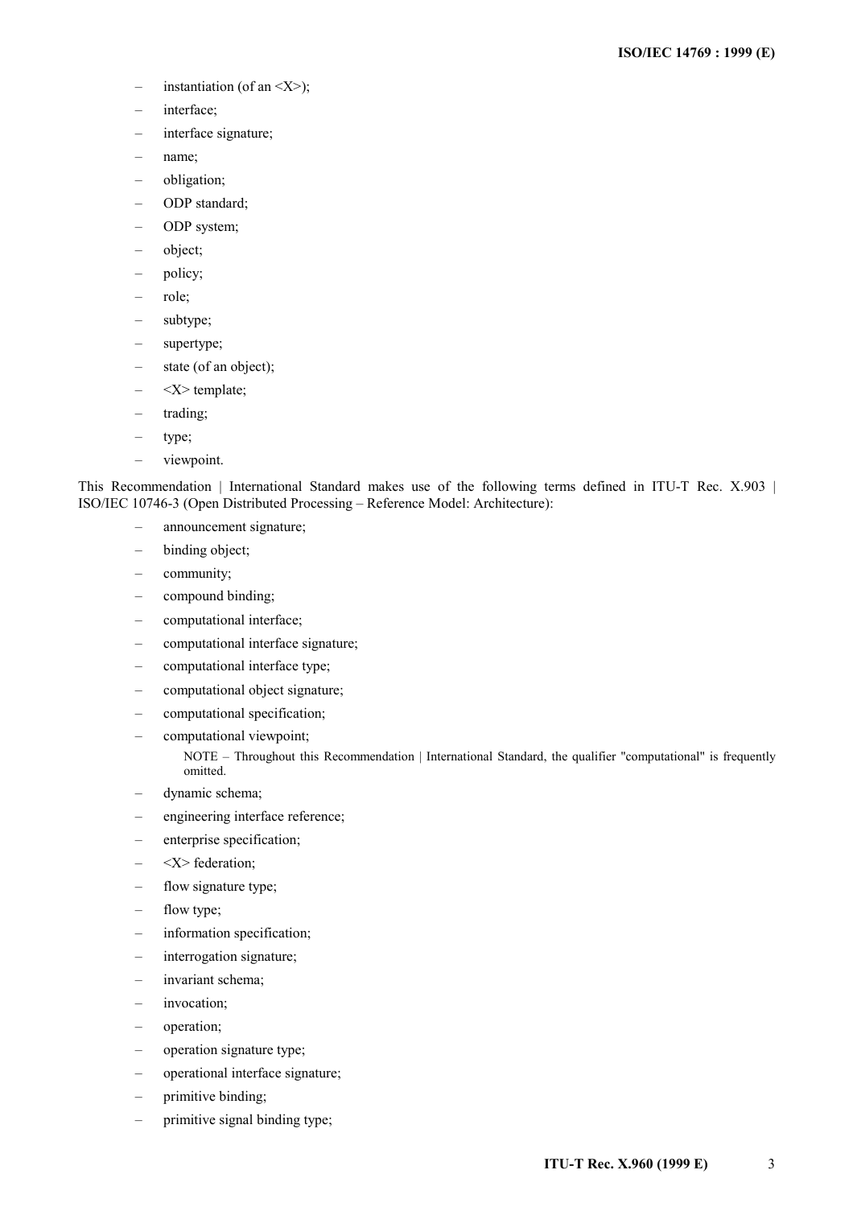- instantiation (of an <X>);
- interface;
- interface signature;
- name;
- obligation;
- ODP standard;
- ODP system;
- object;
- policy;
- role;
- subtype;
- supertype;
- state (of an object);
- <X> template;
- trading;
- type;
- viewpoint.

This Recommendation | International Standard makes use of the following terms defined in ITU-T Rec. X.903 | ISO/IEC 10746-3 (Open Distributed Processing – Reference Model: Architecture):

- announcement signature;
- binding object;
- community;
- compound binding;
- computational interface;
- computational interface signature;
- computational interface type;
- computational object signature;
- computational specification;
- computational viewpoint;

  NOTE – Throughout this Recommendation | International Standard, the qualifier "computational" is frequently omitted.

- dynamic schema;
- engineering interface reference;
- enterprise specification;
- <X> federation;
- flow signature type;
- flow type;
- information specification;
- interrogation signature;
- invariant schema;
- invocation;
- operation;
- operation signature type;
- operational interface signature;
- primitive binding;
- primitive signal binding type;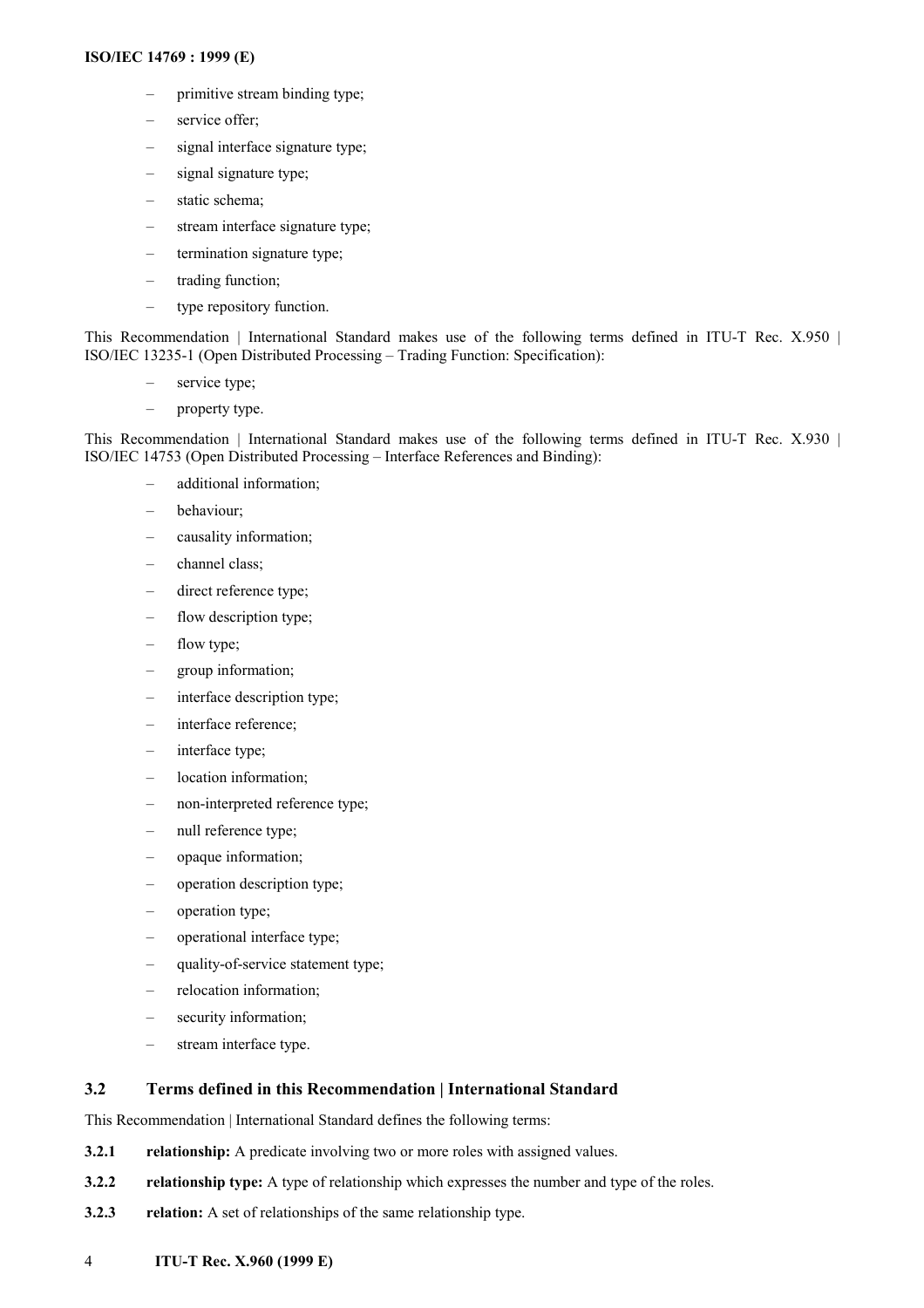- primitive stream binding type;
- service offer;
- signal interface signature type;
- signal signature type;
- static schema;
- stream interface signature type;
- termination signature type;
- trading function;
- type repository function.

This Recommendation | International Standard makes use of the following terms defined in ITU-T Rec. X.950 | ISO/IEC 13235-1 (Open Distributed Processing – Trading Function: Specification):

- service type;
- property type.

This Recommendation | International Standard makes use of the following terms defined in ITU-T Rec. X.930 | ISO/IEC 14753 (Open Distributed Processing – Interface References and Binding):

- additional information;
- behaviour;
- causality information;
- channel class;
- direct reference type;
- flow description type;
- flow type;
- group information;
- interface description type;
- interface reference;
- interface type;
- location information;
- non-interpreted reference type;
- null reference type;
- opaque information;
- operation description type;
- operation type;
- operational interface type;
- quality-of-service statement type;
- relocation information;
- security information;
- stream interface type.

### 3.2 Terms defined in this Recommendation | International Standard

This Recommendation | International Standard defines the following terms:

**3.2.1** **relationship:** A predicate involving two or more roles with assigned values.

**3.2.2** **relationship type:** A type of relationship which expresses the number and type of the roles.

**3.2.3** **relation:** A set of relationships of the same relationship type.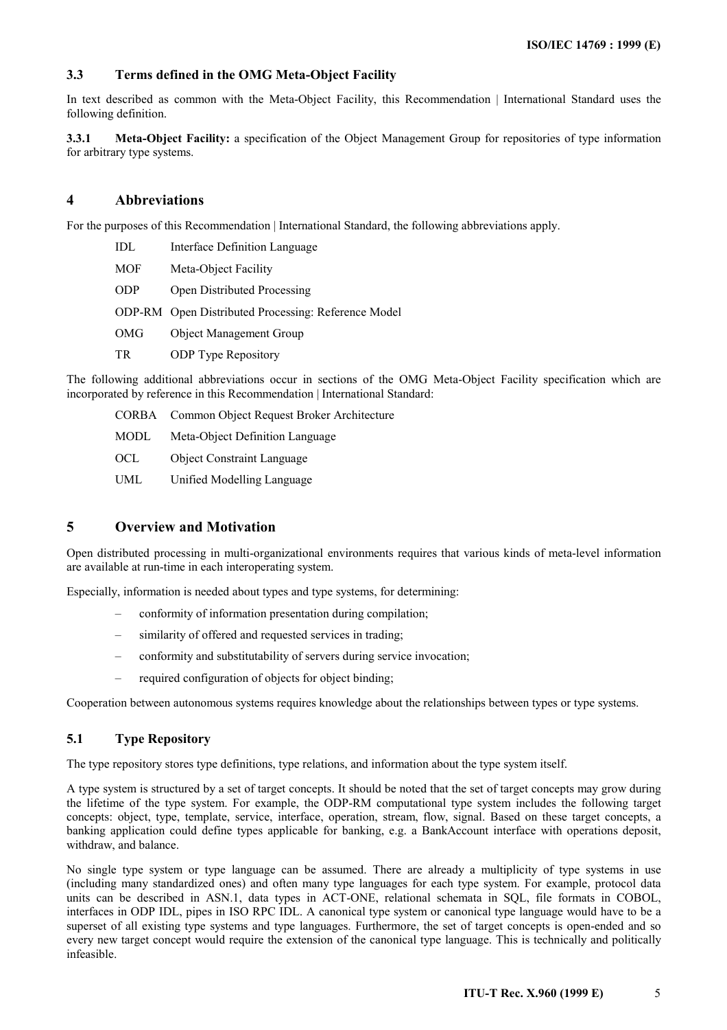### 3.3 Terms defined in the OMG Meta-Object Facility

In text described as common with the Meta-Object Facility, this Recommendation | International Standard uses the following definition.

**3.3.1 Meta-Object Facility:** a specification of the Object Management Group for repositories of type information for arbitrary type systems.

## 4 Abbreviations

For the purposes of this Recommendation | International Standard, the following abbreviations apply.

| | |
|---|---|
| IDL | Interface Definition Language |
| MOF | Meta-Object Facility |
| ODP | Open Distributed Processing |
| ODP-RM | Open Distributed Processing: Reference Model |
| OMG | Object Management Group |
| TR | ODP Type Repository |

The following additional abbreviations occur in sections of the OMG Meta-Object Facility specification which are incorporated by reference in this Recommendation | International Standard:

| | |
|---|---|
| CORBA | Common Object Request Broker Architecture |
| MODL | Meta-Object Definition Language |
| OCL | Object Constraint Language |
| UML | Unified Modelling Language |

## 5 Overview and Motivation

Open distributed processing in multi-organizational environments requires that various kinds of meta-level information are available at run-time in each interoperating system.

Especially, information is needed about types and type systems, for determining:

- conformity of information presentation during compilation;
- similarity of offered and requested services in trading;
- conformity and substitutability of servers during service invocation;
- required configuration of objects for object binding;

Cooperation between autonomous systems requires knowledge about the relationships between types or type systems.

### 5.1 Type Repository

The type repository stores type definitions, type relations, and information about the type system itself.

A type system is structured by a set of target concepts. It should be noted that the set of target concepts may grow during the lifetime of the type system. For example, the ODP-RM computational type system includes the following target concepts: object, type, template, service, interface, operation, stream, flow, signal. Based on these target concepts, a banking application could define types applicable for banking, e.g. a BankAccount interface with operations deposit, withdraw, and balance.

No single type system or type language can be assumed. There are already a multiplicity of type systems in use (including many standardized ones) and often many type languages for each type system. For example, protocol data units can be described in ASN.1, data types in ACT-ONE, relational schemata in SQL, file formats in COBOL, interfaces in ODP IDL, pipes in ISO RPC IDL. A canonical type system or canonical type language would have to be a superset of all existing type systems and type languages. Furthermore, the set of target concepts is open-ended and so every new target concept would require the extension of the canonical type language. This is technically and politically infeasible.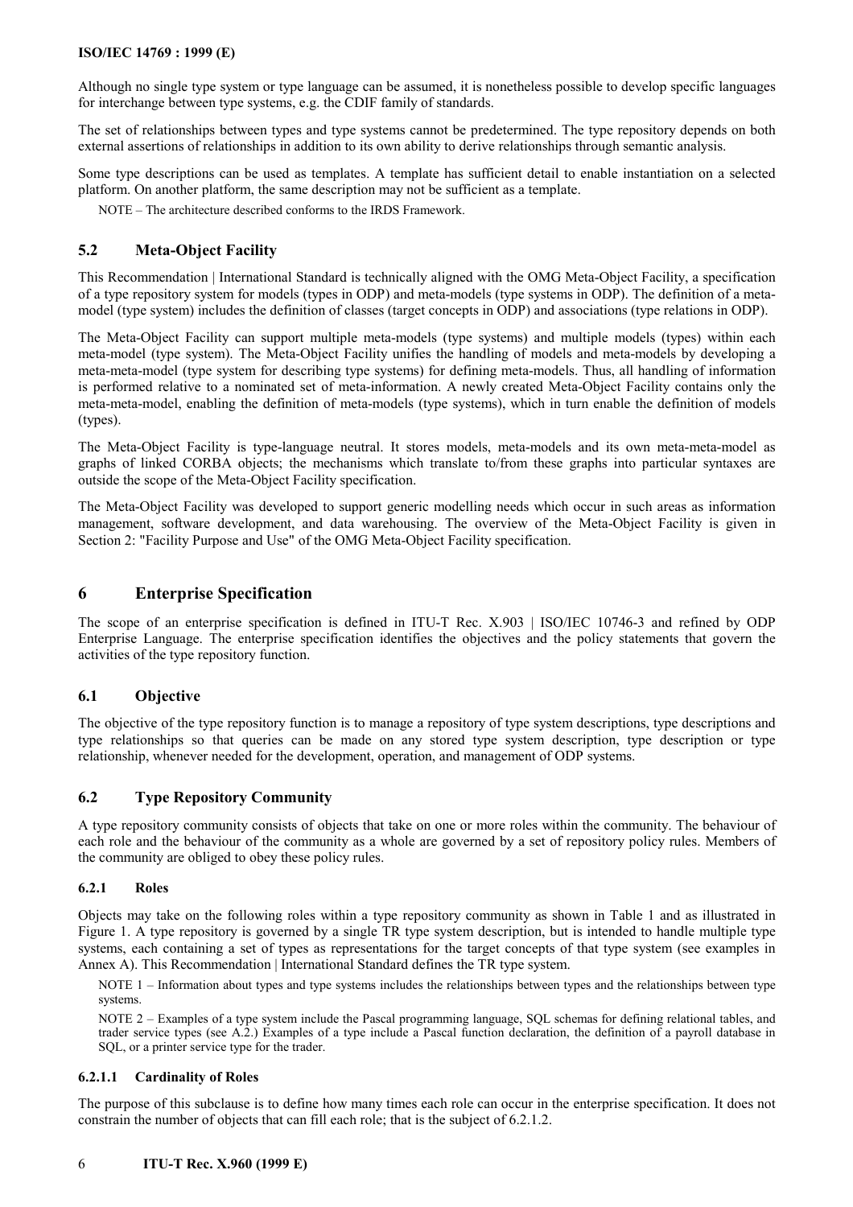Although no single type system or type language can be assumed, it is nonetheless possible to develop specific languages for interchange between type systems, e.g. the CDIF family of standards.

The set of relationships between types and type systems cannot be predetermined. The type repository depends on both external assertions of relationships in addition to its own ability to derive relationships through semantic analysis.

Some type descriptions can be used as templates. A template has sufficient detail to enable instantiation on a selected platform. On another platform, the same description may not be sufficient as a template.

NOTE – The architecture described conforms to the IRDS Framework.

### 5.2 Meta-Object Facility

This Recommendation | International Standard is technically aligned with the OMG Meta-Object Facility, a specification of a type repository system for models (types in ODP) and meta-models (type systems in ODP). The definition of a meta-model (type system) includes the definition of classes (target concepts in ODP) and associations (type relations in ODP).

The Meta-Object Facility can support multiple meta-models (type systems) and multiple models (types) within each meta-model (type system). The Meta-Object Facility unifies the handling of models and meta-models by developing a meta-meta-model (type system for describing type systems) for defining meta-models. Thus, all handling of information is performed relative to a nominated set of meta-information. A newly created Meta-Object Facility contains only the meta-meta-model, enabling the definition of meta-models (type systems), which in turn enable the definition of models (types).

The Meta-Object Facility is type-language neutral. It stores models, meta-models and its own meta-meta-model as graphs of linked CORBA objects; the mechanisms which translate to/from these graphs into particular syntaxes are outside the scope of the Meta-Object Facility specification.

The Meta-Object Facility was developed to support generic modelling needs which occur in such areas as information management, software development, and data warehousing. The overview of the Meta-Object Facility is given in Section 2: "Facility Purpose and Use" of the OMG Meta-Object Facility specification.

## 6 Enterprise Specification

The scope of an enterprise specification is defined in ITU-T Rec. X.903 | ISO/IEC 10746-3 and refined by ODP Enterprise Language. The enterprise specification identifies the objectives and the policy statements that govern the activities of the type repository function.

### 6.1 Objective

The objective of the type repository function is to manage a repository of type system descriptions, type descriptions and type relationships so that queries can be made on any stored type system description, type description or type relationship, whenever needed for the development, operation, and management of ODP systems.

### 6.2 Type Repository Community

A type repository community consists of objects that take on one or more roles within the community. The behaviour of each role and the behaviour of the community as a whole are governed by a set of repository policy rules. Members of the community are obliged to obey these policy rules.

#### 6.2.1 Roles

Objects may take on the following roles within a type repository community as shown in Table 1 and as illustrated in Figure 1. A type repository is governed by a single TR type system description, but is intended to handle multiple type systems, each containing a set of types as representations for the target concepts of that type system (see examples in Annex A). This Recommendation | International Standard defines the TR type system.

NOTE 1 – Information about types and type systems includes the relationships between types and the relationships between type systems.

NOTE 2 – Examples of a type system include the Pascal programming language, SQL schemas for defining relational tables, and trader service types (see A.2.) Examples of a type include a Pascal function declaration, the definition of a payroll database in SQL, or a printer service type for the trader.

##### 6.2.1.1 Cardinality of Roles

The purpose of this subclause is to define how many times each role can occur in the enterprise specification. It does not constrain the number of objects that can fill each role; that is the subject of 6.2.1.2.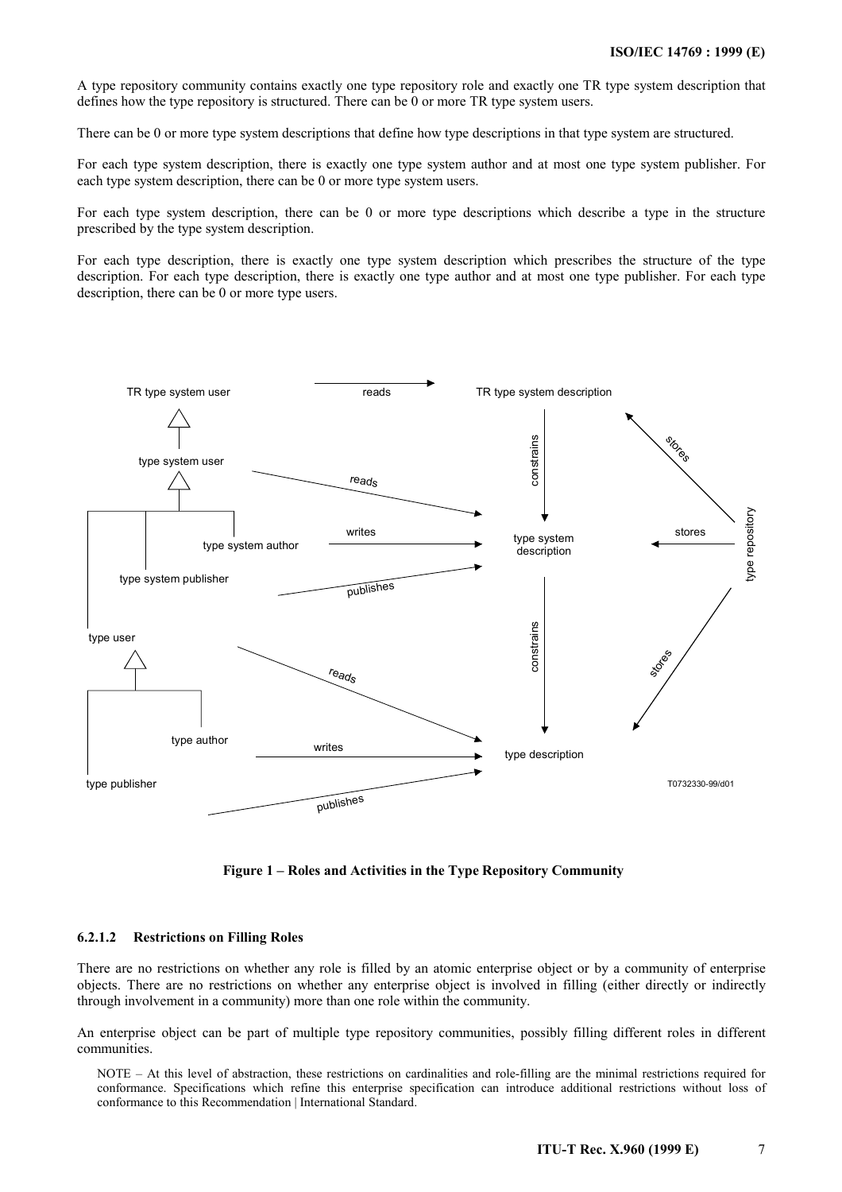A type repository community contains exactly one type repository role and exactly one TR type system description that defines how the type repository is structured. There can be 0 or more TR type system users.

There can be 0 or more type system descriptions that define how type descriptions in that type system are structured.

For each type system description, there is exactly one type system author and at most one type system publisher. For each type system description, there can be 0 or more type system users.

For each type system description, there can be 0 or more type descriptions which describe a type in the structure prescribed by the type system description.

For each type description, there is exactly one type system description which prescribes the structure of the type description. For each type description, there is exactly one type author and at most one type publisher. For each type description, there can be 0 or more type users.

**Figure 1 – Roles and Activities in the Type Repository Community**

#### 6.2.1.2 Restrictions on Filling Roles

There are no restrictions on whether any role is filled by an atomic enterprise object or by a community of enterprise objects. There are no restrictions on whether any enterprise object is involved in filling (either directly or indirectly through involvement in a community) more than one role within the community.

An enterprise object can be part of multiple type repository communities, possibly filling different roles in different communities.

NOTE – At this level of abstraction, these restrictions on cardinalities and role-filling are the minimal restrictions required for conformance. Specifications which refine this enterprise specification can introduce additional restrictions without loss of conformance to this Recommendation | International Standard.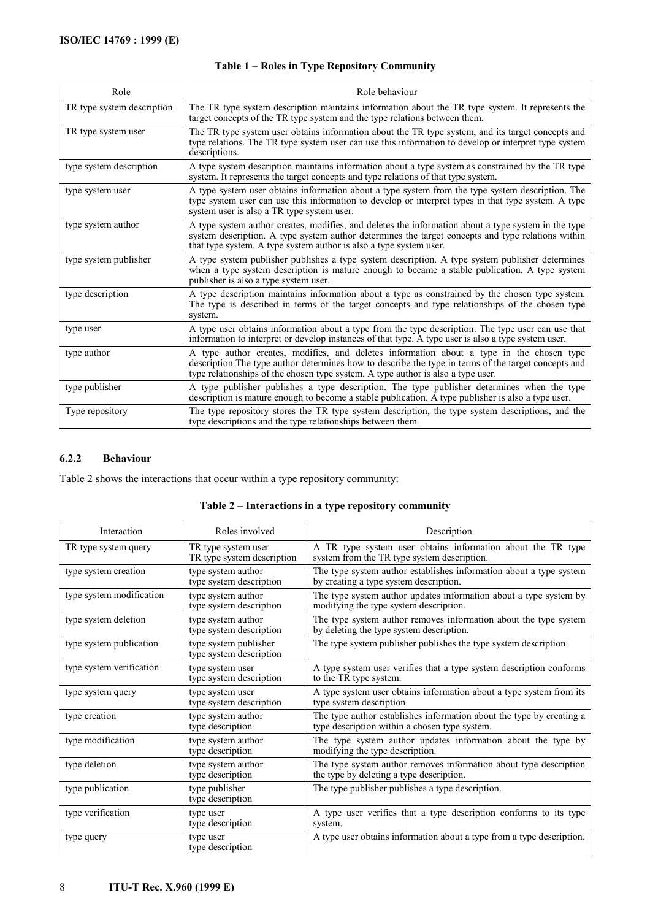**Table 1 – Roles in Type Repository Community**

| Role | Role behaviour |
|---|---|
| TR type system description | The TR type system description maintains information about the TR type system. It represents the target concepts of the TR type system and the type relations between them. |
| TR type system user | The TR type system user obtains information about the TR type system, and its target concepts and type relations. The TR type system user can use this information to develop or interpret type system descriptions. |
| type system description | A type system description maintains information about a type system as constrained by the TR type system. It represents the target concepts and type relations of that type system. |
| type system user | A type system user obtains information about a type system from the type system description. The type system user can use this information to develop or interpret types in that type system. A type system user is also a TR type system user. |
| type system author | A type system author creates, modifies, and deletes the information about a type system in the type system description. A type system author determines the target concepts and type relations within that type system. A type system author is also a type system user. |
| type system publisher | A type system publisher publishes a type system description. A type system publisher determines when a type system description is mature enough to became a stable publication. A type system publisher is also a type system user. |
| type description | A type description maintains information about a type as constrained by the chosen type system. The type is described in terms of the target concepts and type relationships of the chosen type system. |
| type user | A type user obtains information about a type from the type description. The type user can use that information to interpret or develop instances of that type. A type user is also a type system user. |
| type author | A type author creates, modifies, and deletes information about a type in the chosen type description.The type author determines how to describe the type in terms of the target concepts and type relationships of the chosen type system. A type author is also a type user. |
| type publisher | A type publisher publishes a type description. The type publisher determines when the type description is mature enough to become a stable publication. A type publisher is also a type user. |
| Type repository | The type repository stores the TR type system description, the type system descriptions, and the type descriptions and the type relationships between them. |

### 6.2.2 Behaviour

Table 2 shows the interactions that occur within a type repository community:

**Table 2 – Interactions in a type repository community**

| Interaction | Roles involved | Description |
|---|---|---|
| TR type system query | TR type system user<br>TR type system description | A TR type system user obtains information about the TR type system from the TR type system description. |
| type system creation | type system author<br>type system description | The type system author establishes information about a type system by creating a type system description. |
| type system modification | type system author<br>type system description | The type system author updates information about a type system by modifying the type system description. |
| type system deletion | type system author<br>type system description | The type system author removes information about the type system by deleting the type system description. |
| type system publication | type system publisher<br>type system description | The type system publisher publishes the type system description. |
| type system verification | type system user<br>type system description | A type system user verifies that a type system description conforms to the TR type system. |
| type system query | type system user<br>type system description | A type system user obtains information about a type system from its type system description. |
| type creation | type system author<br>type description | The type author establishes information about the type by creating a type description within a chosen type system. |
| type modification | type system author<br>type description | The type system author updates information about the type by modifying the type description. |
| type deletion | type system author<br>type description | The type system author removes information about type description the type by deleting a type description. |
| type publication | type publisher<br>type description | The type publisher publishes a type description. |
| type verification | type user<br>type description | A type user verifies that a type description conforms to its type system. |
| type query | type user<br>type description | A type user obtains information about a type from a type description. |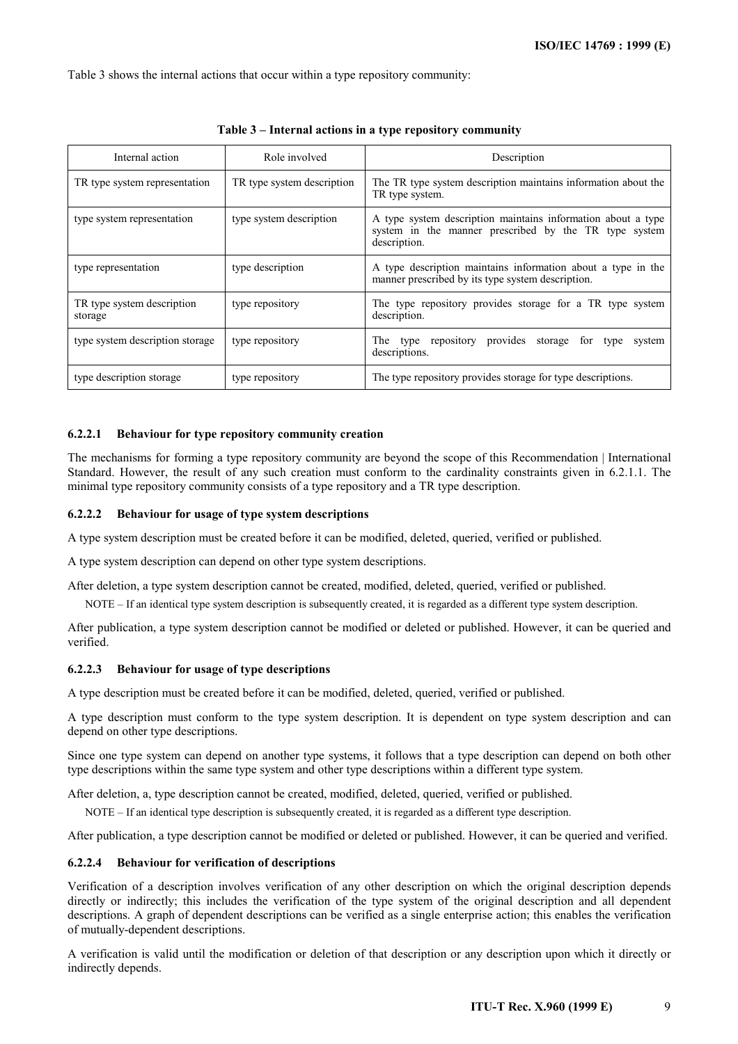Table 3 shows the internal actions that occur within a type repository community:

**Table 3 – Internal actions in a type repository community**

| Internal action | Role involved | Description |
|---|---|---|
| TR type system representation | TR type system description | The TR type system description maintains information about the TR type system. |
| type system representation | type system description | A type system description maintains information about a type system in the manner prescribed by the TR type system description. |
| type representation | type description | A type description maintains information about a type in the manner prescribed by its type system description. |
| TR type system description storage | type repository | The type repository provides storage for a TR type system description. |
| type system description storage | type repository | The type repository provides storage for type system descriptions. |
| type description storage | type repository | The type repository provides storage for type descriptions. |

#### 6.2.2.1 Behaviour for type repository community creation

The mechanisms for forming a type repository community are beyond the scope of this Recommendation | International Standard. However, the result of any such creation must conform to the cardinality constraints given in 6.2.1.1. The minimal type repository community consists of a type repository and a TR type description.

#### 6.2.2.2 Behaviour for usage of type system descriptions

A type system description must be created before it can be modified, deleted, queried, verified or published.

A type system description can depend on other type system descriptions.

After deletion, a type system description cannot be created, modified, deleted, queried, verified or published.

NOTE – If an identical type system description is subsequently created, it is regarded as a different type system description.

After publication, a type system description cannot be modified or deleted or published. However, it can be queried and verified.

#### 6.2.2.3 Behaviour for usage of type descriptions

A type description must be created before it can be modified, deleted, queried, verified or published.

A type description must conform to the type system description. It is dependent on type system description and can depend on other type descriptions.

Since one type system can depend on another type systems, it follows that a type description can depend on both other type descriptions within the same type system and other type descriptions within a different type system.

After deletion, a, type description cannot be created, modified, deleted, queried, verified or published.

NOTE – If an identical type description is subsequently created, it is regarded as a different type description.

After publication, a type description cannot be modified or deleted or published. However, it can be queried and verified.

#### 6.2.2.4 Behaviour for verification of descriptions

Verification of a description involves verification of any other description on which the original description depends directly or indirectly; this includes the verification of the type system of the original description and all dependent descriptions. A graph of dependent descriptions can be verified as a single enterprise action; this enables the verification of mutually-dependent descriptions.

A verification is valid until the modification or deletion of that description or any description upon which it directly or indirectly depends.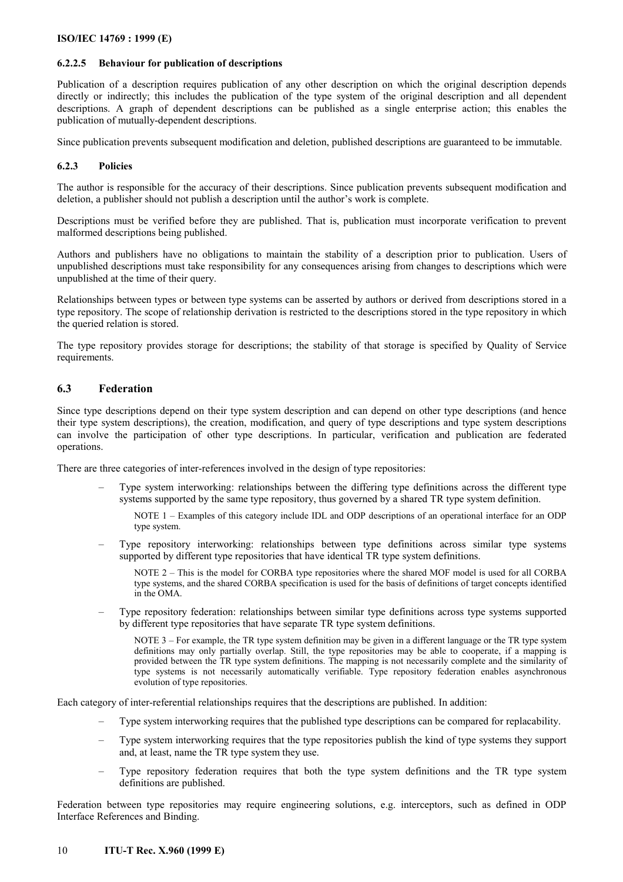#### 6.2.2.5 Behaviour for publication of descriptions

Publication of a description requires publication of any other description on which the original description depends directly or indirectly; this includes the publication of the type system of the original description and all dependent descriptions. A graph of dependent descriptions can be published as a single enterprise action; this enables the publication of mutually-dependent descriptions.

Since publication prevents subsequent modification and deletion, published descriptions are guaranteed to be immutable.

### 6.2.3 Policies

The author is responsible for the accuracy of their descriptions. Since publication prevents subsequent modification and deletion, a publisher should not publish a description until the author's work is complete.

Descriptions must be verified before they are published. That is, publication must incorporate verification to prevent malformed descriptions being published.

Authors and publishers have no obligations to maintain the stability of a description prior to publication. Users of unpublished descriptions must take responsibility for any consequences arising from changes to descriptions which were unpublished at the time of their query.

Relationships between types or between type systems can be asserted by authors or derived from descriptions stored in a type repository. The scope of relationship derivation is restricted to the descriptions stored in the type repository in which the queried relation is stored.

The type repository provides storage for descriptions; the stability of that storage is specified by Quality of Service requirements.

## 6.3 Federation

Since type descriptions depend on their type system description and can depend on other type descriptions (and hence their type system descriptions), the creation, modification, and query of type descriptions and type system descriptions can involve the participation of other type descriptions. In particular, verification and publication are federated operations.

There are three categories of inter-references involved in the design of type repositories:

- Type system interworking: relationships between the differing type definitions across the different type systems supported by the same type repository, thus governed by a shared TR type system definition.

  NOTE 1 – Examples of this category include IDL and ODP descriptions of an operational interface for an ODP type system.

- Type repository interworking: relationships between type definitions across similar type systems supported by different type repositories that have identical TR type system definitions.

  NOTE 2 – This is the model for CORBA type repositories where the shared MOF model is used for all CORBA type systems, and the shared CORBA specification is used for the basis of definitions of target concepts identified in the OMA.

- Type repository federation: relationships between similar type definitions across type systems supported by different type repositories that have separate TR type system definitions.

  NOTE 3 – For example, the TR type system definition may be given in a different language or the TR type system definitions may only partially overlap. Still, the type repositories may be able to cooperate, if a mapping is provided between the TR type system definitions. The mapping is not necessarily complete and the similarity of type systems is not necessarily automatically verifiable. Type repository federation enables asynchronous evolution of type repositories.

Each category of inter-referential relationships requires that the descriptions are published. In addition:

- Type system interworking requires that the published type descriptions can be compared for replacability.
- Type system interworking requires that the type repositories publish the kind of type systems they support and, at least, name the TR type system they use.
- Type repository federation requires that both the type system definitions and the TR type system definitions are published.

Federation between type repositories may require engineering solutions, e.g. interceptors, such as defined in ODP Interface References and Binding.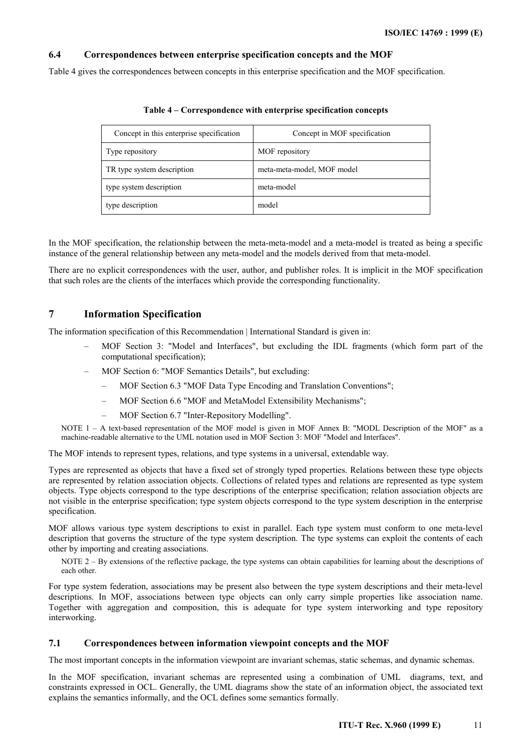### 6.4 Correspondences between enterprise specification concepts and the MOF

Table 4 gives the correspondences between concepts in this enterprise specification and the MOF specification.

**Table 4 – Correspondence with enterprise specification concepts**

| Concept in this enterprise specification | Concept in MOF specification |
|---|---|
| Type repository | MOF repository |
| TR type system description | meta-meta-model, MOF model |
| type system description | meta-model |
| type description | model |

In the MOF specification, the relationship between the meta-meta-model and a meta-model is treated as being a specific instance of the general relationship between any meta-model and the models derived from that meta-model.

There are no explicit correspondences with the user, author, and publisher roles. It is implicit in the MOF specification that such roles are the clients of the interfaces which provide the corresponding functionality.

## 7 Information Specification

The information specification of this Recommendation | International Standard is given in:

- MOF Section 3: "Model and Interfaces", but excluding the IDL fragments (which form part of the computational specification);
- MOF Section 6: "MOF Semantics Details", but excluding:
  - MOF Section 6.3 "MOF Data Type Encoding and Translation Conventions";
  - MOF Section 6.6 "MOF and MetaModel Extensibility Mechanisms";
  - MOF Section 6.7 "Inter-Repository Modelling".

NOTE 1 – A text-based representation of the MOF model is given in MOF Annex B: "MODL Description of the MOF" as a machine-readable alternative to the UML notation used in MOF Section 3: MOF "Model and Interfaces".

The MOF intends to represent types, relations, and type systems in a universal, extendable way.

Types are represented as objects that have a fixed set of strongly typed properties. Relations between these type objects are represented by relation association objects. Collections of related types and relations are represented as type system objects. Type objects correspond to the type descriptions of the enterprise specification; relation association objects are not visible in the enterprise specification; type system objects correspond to the type system description in the enterprise specification.

MOF allows various type system descriptions to exist in parallel. Each type system must conform to one meta-level description that governs the structure of the type system description. The type systems can exploit the contents of each other by importing and creating associations.

NOTE 2 – By extensions of the reflective package, the type systems can obtain capabilities for learning about the descriptions of each other.

For type system federation, associations may be present also between the type system descriptions and their meta-level descriptions. In MOF, associations between type objects can only carry simple properties like association name. Together with aggregation and composition, this is adequate for type system interworking and type repository interworking.

### 7.1 Correspondences between information viewpoint concepts and the MOF

The most important concepts in the information viewpoint are invariant schemas, static schemas, and dynamic schemas.

In the MOF specification, invariant schemas are represented using a combination of UML diagrams, text, and constraints expressed in OCL. Generally, the UML diagrams show the state of an information object, the associated text explains the semantics informally, and the OCL defines some semantics formally.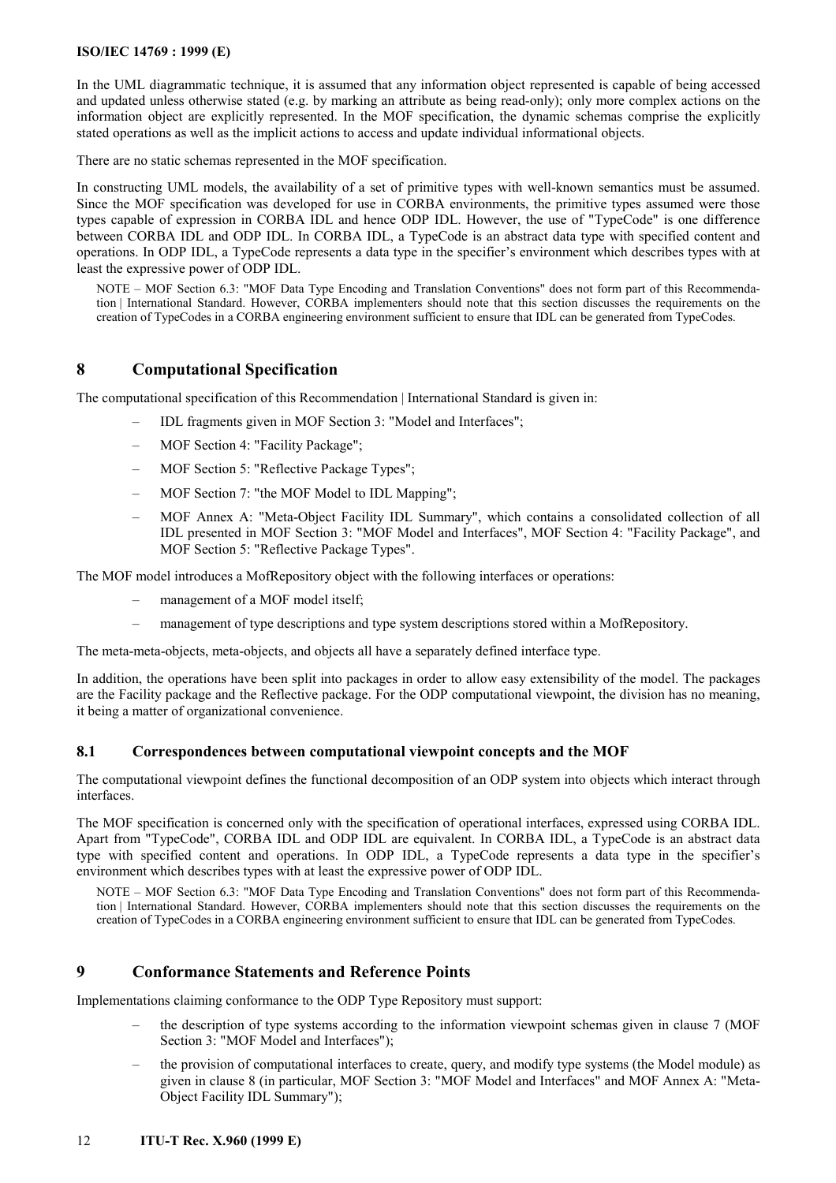In the UML diagrammatic technique, it is assumed that any information object represented is capable of being accessed and updated unless otherwise stated (e.g. by marking an attribute as being read-only); only more complex actions on the information object are explicitly represented. In the MOF specification, the dynamic schemas comprise the explicitly stated operations as well as the implicit actions to access and update individual informational objects.

There are no static schemas represented in the MOF specification.

In constructing UML models, the availability of a set of primitive types with well-known semantics must be assumed. Since the MOF specification was developed for use in CORBA environments, the primitive types assumed were those types capable of expression in CORBA IDL and hence ODP IDL. However, the use of "TypeCode" is one difference between CORBA IDL and ODP IDL. In CORBA IDL, a TypeCode is an abstract data type with specified content and operations. In ODP IDL, a TypeCode represents a data type in the specifier's environment which describes types with at least the expressive power of ODP IDL.

NOTE – MOF Section 6.3: "MOF Data Type Encoding and Translation Conventions" does not form part of this Recommendation | International Standard. However, CORBA implementers should note that this section discusses the requirements on the creation of TypeCodes in a CORBA engineering environment sufficient to ensure that IDL can be generated from TypeCodes.

# 8 Computational Specification

The computational specification of this Recommendation | International Standard is given in:

- IDL fragments given in MOF Section 3: "Model and Interfaces";
- MOF Section 4: "Facility Package";
- MOF Section 5: "Reflective Package Types";
- MOF Section 7: "the MOF Model to IDL Mapping";
- MOF Annex A: "Meta-Object Facility IDL Summary", which contains a consolidated collection of all IDL presented in MOF Section 3: "MOF Model and Interfaces", MOF Section 4: "Facility Package", and MOF Section 5: "Reflective Package Types".

The MOF model introduces a MofRepository object with the following interfaces or operations:

- management of a MOF model itself;
- management of type descriptions and type system descriptions stored within a MofRepository.

The meta-meta-objects, meta-objects, and objects all have a separately defined interface type.

In addition, the operations have been split into packages in order to allow easy extensibility of the model. The packages are the Facility package and the Reflective package. For the ODP computational viewpoint, the division has no meaning, it being a matter of organizational convenience.

## 8.1 Correspondences between computational viewpoint concepts and the MOF

The computational viewpoint defines the functional decomposition of an ODP system into objects which interact through interfaces.

The MOF specification is concerned only with the specification of operational interfaces, expressed using CORBA IDL. Apart from "TypeCode", CORBA IDL and ODP IDL are equivalent. In CORBA IDL, a TypeCode is an abstract data type with specified content and operations. In ODP IDL, a TypeCode represents a data type in the specifier's environment which describes types with at least the expressive power of ODP IDL.

NOTE – MOF Section 6.3: "MOF Data Type Encoding and Translation Conventions" does not form part of this Recommendation | International Standard. However, CORBA implementers should note that this section discusses the requirements on the creation of TypeCodes in a CORBA engineering environment sufficient to ensure that IDL can be generated from TypeCodes.

# 9 Conformance Statements and Reference Points

Implementations claiming conformance to the ODP Type Repository must support:

- the description of type systems according to the information viewpoint schemas given in clause 7 (MOF Section 3: "MOF Model and Interfaces");
- the provision of computational interfaces to create, query, and modify type systems (the Model module) as given in clause 8 (in particular, MOF Section 3: "MOF Model and Interfaces" and MOF Annex A: "Meta-Object Facility IDL Summary");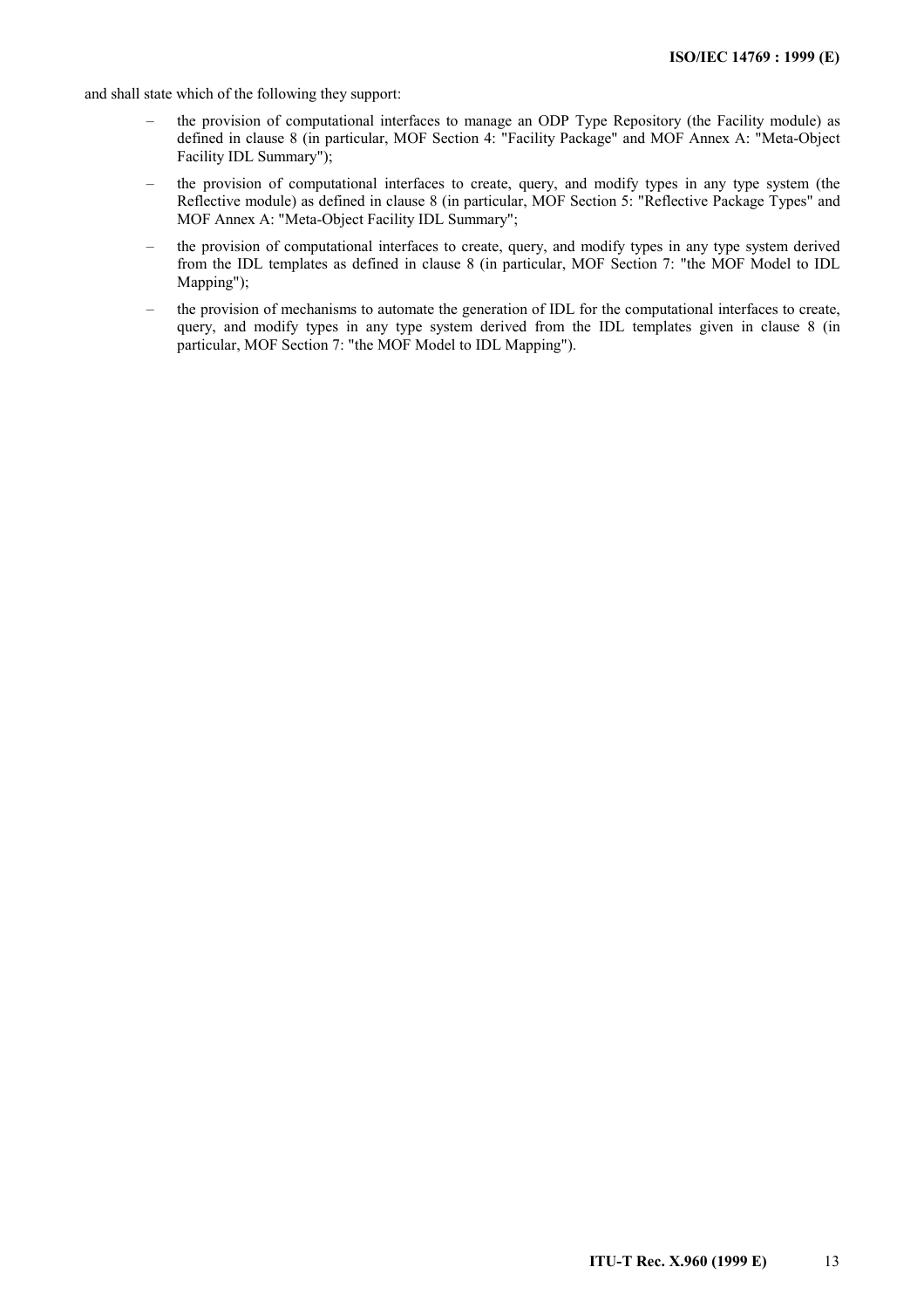and shall state which of the following they support:

- the provision of computational interfaces to manage an ODP Type Repository (the Facility module) as defined in clause 8 (in particular, MOF Section 4: "Facility Package" and MOF Annex A: "Meta-Object Facility IDL Summary");
- the provision of computational interfaces to create, query, and modify types in any type system (the Reflective module) as defined in clause 8 (in particular, MOF Section 5: "Reflective Package Types" and MOF Annex A: "Meta-Object Facility IDL Summary";
- the provision of computational interfaces to create, query, and modify types in any type system derived from the IDL templates as defined in clause 8 (in particular, MOF Section 7: "the MOF Model to IDL Mapping");
- the provision of mechanisms to automate the generation of IDL for the computational interfaces to create, query, and modify types in any type system derived from the IDL templates given in clause 8 (in particular, MOF Section 7: "the MOF Model to IDL Mapping").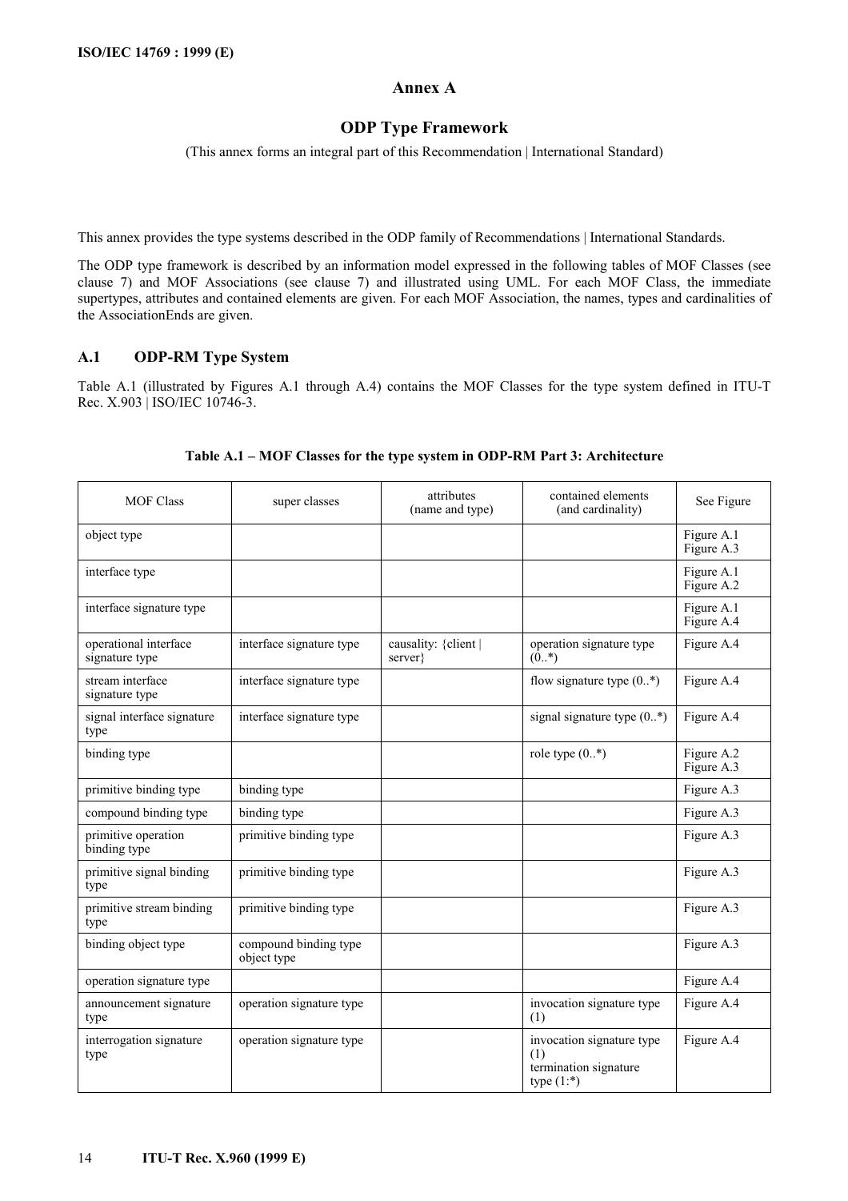# Annex A

## ODP Type Framework

(This annex forms an integral part of this Recommendation | International Standard)

This annex provides the type systems described in the ODP family of Recommendations | International Standards.

The ODP type framework is described by an information model expressed in the following tables of MOF Classes (see clause 7) and MOF Associations (see clause 7) and illustrated using UML. For each MOF Class, the immediate supertypes, attributes and contained elements are given. For each MOF Association, the names, types and cardinalities of the AssociationEnds are given.

## A.1 ODP-RM Type System

Table A.1 (illustrated by Figures A.1 through A.4) contains the MOF Classes for the type system defined in ITU-T Rec. X.903 | ISO/IEC 10746-3.

**Table A.1 – MOF Classes for the type system in ODP-RM Part 3: Architecture**

| MOF Class | super classes | attributes (name and type) | contained elements (and cardinality) | See Figure |
|---|---|---|---|---|
| object type | | | | Figure A.1<br>Figure A.3 |
| interface type | | | | Figure A.1<br>Figure A.2 |
| interface signature type | | | | Figure A.1<br>Figure A.4 |
| operational interface signature type | interface signature type | causality: {client \| server} | operation signature type (0..*) | Figure A.4 |
| stream interface signature type | interface signature type | | flow signature type (0..*) | Figure A.4 |
| signal interface signature type | interface signature type | | signal signature type (0..*) | Figure A.4 |
| binding type | | | role type (0..*) | Figure A.2<br>Figure A.3 |
| primitive binding type | binding type | | | Figure A.3 |
| compound binding type | binding type | | | Figure A.3 |
| primitive operation binding type | primitive binding type | | | Figure A.3 |
| primitive signal binding type | primitive binding type | | | Figure A.3 |
| primitive stream binding type | primitive binding type | | | Figure A.3 |
| binding object type | compound binding type<br>object type | | | Figure A.3 |
| operation signature type | | | | Figure A.4 |
| announcement signature type | operation signature type | | invocation signature type (1) | Figure A.4 |
| interrogation signature type | operation signature type | | invocation signature type (1)<br>termination signature type (1:*) | Figure A.4 |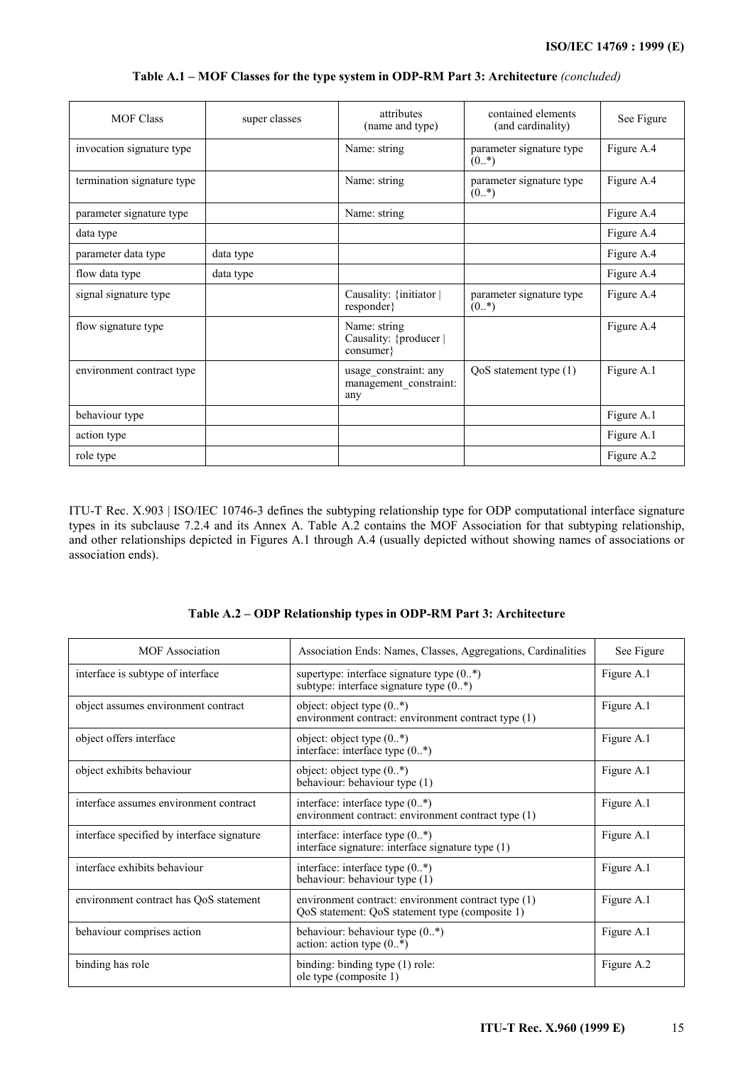**Table A.1 – MOF Classes for the type system in ODP-RM Part 3: Architecture** *(concluded)*

| MOF Class | super classes | attributes (name and type) | contained elements (and cardinality) | See Figure |
|---|---|---|---|---|
| invocation signature type | | Name: string | parameter signature type (0..*) | Figure A.4 |
| termination signature type | | Name: string | parameter signature type (0..*) | Figure A.4 |
| parameter signature type | | Name: string | | Figure A.4 |
| data type | | | | Figure A.4 |
| parameter data type | data type | | | Figure A.4 |
| flow data type | data type | | | Figure A.4 |
| signal signature type | | Causality: {initiator \| responder} | parameter signature type (0..*) | Figure A.4 |
| flow signature type | | Name: string<br>Causality: {producer \| consumer} | | Figure A.4 |
| environment contract type | | usage_constraint: any<br>management_constraint: any | QoS statement type (1) | Figure A.1 |
| behaviour type | | | | Figure A.1 |
| action type | | | | Figure A.1 |
| role type | | | | Figure A.2 |

ITU-T Rec. X.903 | ISO/IEC 10746-3 defines the subtyping relationship type for ODP computational interface signature types in its subclause 7.2.4 and its Annex A. Table A.2 contains the MOF Association for that subtyping relationship, and other relationships depicted in Figures A.1 through A.4 (usually depicted without showing names of associations or association ends).

**Table A.2 – ODP Relationship types in ODP-RM Part 3: Architecture**

| MOF Association | Association Ends: Names, Classes, Aggregations, Cardinalities | See Figure |
|---|---|---|
| interface is subtype of interface | supertype: interface signature type (0..*)<br>subtype: interface signature type (0..*) | Figure A.1 |
| object assumes environment contract | object: object type (0..*)<br>environment contract: environment contract type (1) | Figure A.1 |
| object offers interface | object: object type (0..*)<br>interface: interface type (0..*) | Figure A.1 |
| object exhibits behaviour | object: object type (0..*)<br>behaviour: behaviour type (1) | Figure A.1 |
| interface assumes environment contract | interface: interface type (0..*)<br>environment contract: environment contract type (1) | Figure A.1 |
| interface specified by interface signature | interface: interface type (0..*)<br>interface signature: interface signature type (1) | Figure A.1 |
| interface exhibits behaviour | interface: interface type (0..*)<br>behaviour: behaviour type (1) | Figure A.1 |
| environment contract has QoS statement | environment contract: environment contract type (1)<br>QoS statement: QoS statement type (composite 1) | Figure A.1 |
| behaviour comprises action | behaviour: behaviour type (0..*)<br>action: action type (0..*) | Figure A.1 |
| binding has role | binding: binding type (1) role:<br>ole type (composite 1) | Figure A.2 |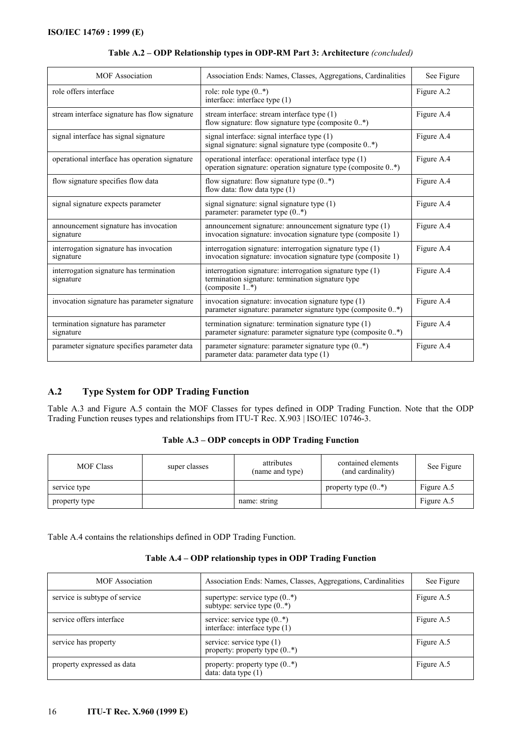**Table A.2 – ODP Relationship types in ODP-RM Part 3: Architecture** *(concluded)*

| MOF Association | Association Ends: Names, Classes, Aggregations, Cardinalities | See Figure |
|---|---|---|
| role offers interface | role: role type (0..*)<br>interface: interface type (1) | Figure A.2 |
| stream interface signature has flow signature | stream interface: stream interface type (1)<br>flow signature: flow signature type (composite 0..*) | Figure A.4 |
| signal interface has signal signature | signal interface: signal interface type (1)<br>signal signature: signal signature type (composite 0..*) | Figure A.4 |
| operational interface has operation signature | operational interface: operational interface type (1)<br>operation signature: operation signature type (composite 0..*) | Figure A.4 |
| flow signature specifies flow data | flow signature: flow signature type (0..*)<br>flow data: flow data type (1) | Figure A.4 |
| signal signature expects parameter | signal signature: signal signature type (1)<br>parameter: parameter type (0..*) | Figure A.4 |
| announcement signature has invocation signature | announcement signature: announcement signature type (1)<br>invocation signature: invocation signature type (composite 1) | Figure A.4 |
| interrogation signature has invocation signature | interrogation signature: interrogation signature type (1)<br>invocation signature: invocation signature type (composite 1) | Figure A.4 |
| interrogation signature has termination signature | interrogation signature: interrogation signature type (1)<br>termination signature: termination signature type (composite 1..*) | Figure A.4 |
| invocation signature has parameter signature | invocation signature: invocation signature type (1)<br>parameter signature: parameter signature type (composite 0..*) | Figure A.4 |
| termination signature has parameter signature | termination signature: termination signature type (1)<br>parameter signature: parameter signature type (composite 0..*) | Figure A.4 |
| parameter signature specifies parameter data | parameter signature: parameter signature type (0..*)<br>parameter data: parameter data type (1) | Figure A.4 |

## A.2 Type System for ODP Trading Function

Table A.3 and Figure A.5 contain the MOF Classes for types defined in ODP Trading Function. Note that the ODP Trading Function reuses types and relationships from ITU-T Rec. X.903 | ISO/IEC 10746-3.

**Table A.3 – ODP concepts in ODP Trading Function**

| MOF Class | super classes | attributes (name and type) | contained elements (and cardinality) | See Figure |
|---|---|---|---|---|
| service type | | | property type (0..*) | Figure A.5 |
| property type | | name: string | | Figure A.5 |

Table A.4 contains the relationships defined in ODP Trading Function.

**Table A.4 – ODP relationship types in ODP Trading Function**

| MOF Association | Association Ends: Names, Classes, Aggregations, Cardinalities | See Figure |
|---|---|---|
| service is subtype of service | supertype: service type (0..*)<br>subtype: service type (0..*) | Figure A.5 |
| service offers interface | service: service type (0..*)<br>interface: interface type (1) | Figure A.5 |
| service has property | service: service type (1)<br>property: property type (0..*) | Figure A.5 |
| property expressed as data | property: property type (0..*)<br>data: data type (1) | Figure A.5 |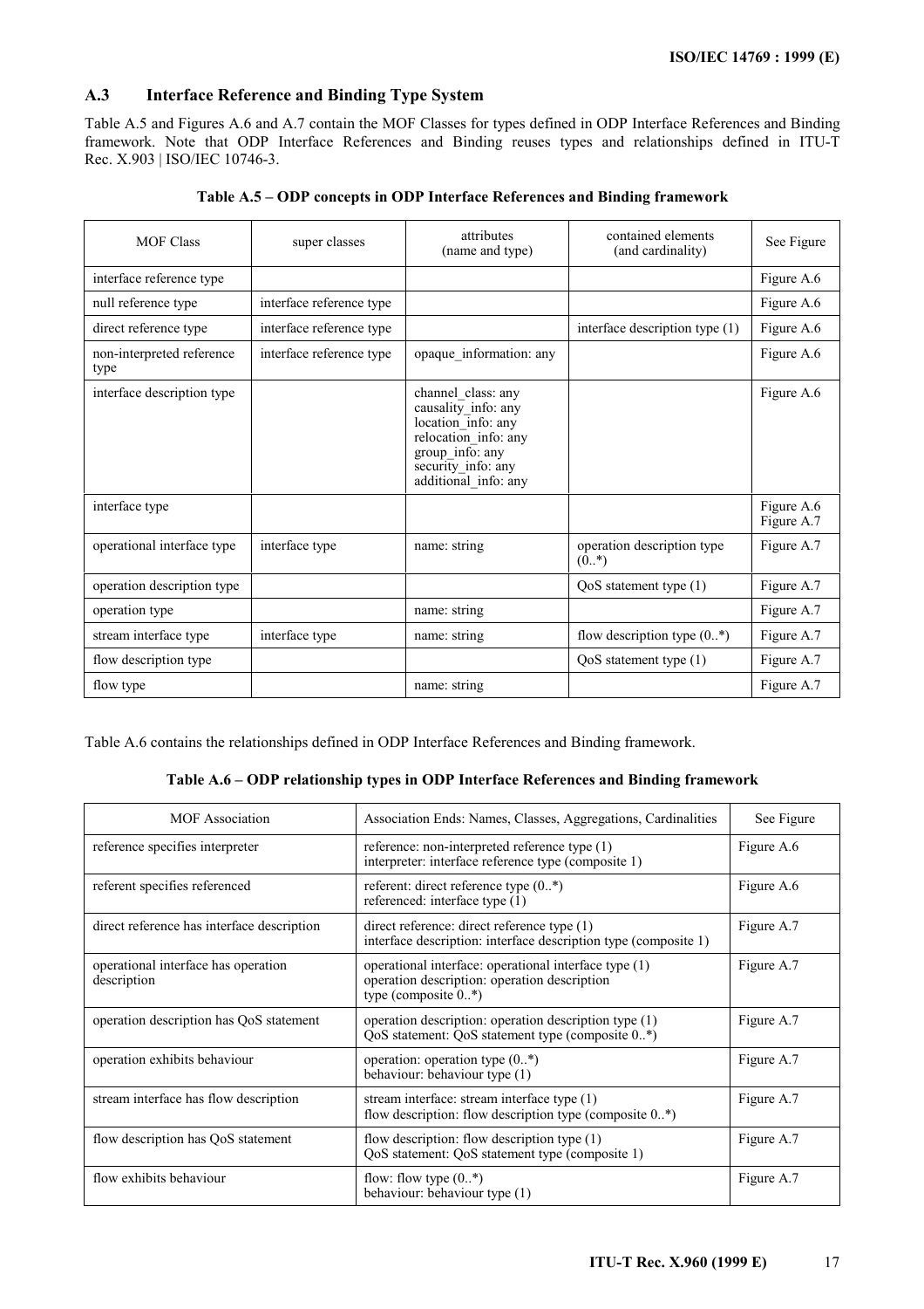## A.3 Interface Reference and Binding Type System

Table A.5 and Figures A.6 and A.7 contain the MOF Classes for types defined in ODP Interface References and Binding framework. Note that ODP Interface References and Binding reuses types and relationships defined in ITU-T Rec. X.903 | ISO/IEC 10746-3.

**Table A.5 – ODP concepts in ODP Interface References and Binding framework**

| MOF Class | super classes | attributes (name and type) | contained elements (and cardinality) | See Figure |
|---|---|---|---|---|
| interface reference type | | | | Figure A.6 |
| null reference type | interface reference type | | | Figure A.6 |
| direct reference type | interface reference type | | interface description type (1) | Figure A.6 |
| non-interpreted reference type | interface reference type | opaque_information: any | | Figure A.6 |
| interface description type | | channel_class: any<br>causality_info: any<br>location_info: any<br>relocation_info: any<br>group_info: any<br>security_info: any<br>additional_info: any | | Figure A.6 |
| interface type | | | | Figure A.6<br>Figure A.7 |
| operational interface type | interface type | name: string | operation description type (0..*) | Figure A.7 |
| operation description type | | | QoS statement type (1) | Figure A.7 |
| operation type | | name: string | | Figure A.7 |
| stream interface type | interface type | name: string | flow description type (0..*) | Figure A.7 |
| flow description type | | | QoS statement type (1) | Figure A.7 |
| flow type | | name: string | | Figure A.7 |

Table A.6 contains the relationships defined in ODP Interface References and Binding framework.

**Table A.6 – ODP relationship types in ODP Interface References and Binding framework**

| MOF Association | Association Ends: Names, Classes, Aggregations, Cardinalities | See Figure |
|---|---|---|
| reference specifies interpreter | reference: non-interpreted reference type (1)<br>interpreter: interface reference type (composite 1) | Figure A.6 |
| referent specifies referenced | referent: direct reference type (0..*)<br>referenced: interface type (1) | Figure A.6 |
| direct reference has interface description | direct reference: direct reference type (1)<br>interface description: interface description type (composite 1) | Figure A.7 |
| operational interface has operation description | operational interface: operational interface type (1)<br>operation description: operation description type (composite 0..*) | Figure A.7 |
| operation description has QoS statement | operation description: operation description type (1)<br>QoS statement: QoS statement type (composite 0..*) | Figure A.7 |
| operation exhibits behaviour | operation: operation type (0..*)<br>behaviour: behaviour type (1) | Figure A.7 |
| stream interface has flow description | stream interface: stream interface type (1)<br>flow description: flow description type (composite 0..*) | Figure A.7 |
| flow description has QoS statement | flow description: flow description type (1)<br>QoS statement: QoS statement type (composite 1) | Figure A.7 |
| flow exhibits behaviour | flow: flow type (0..*)<br>behaviour: behaviour type (1) | Figure A.7 |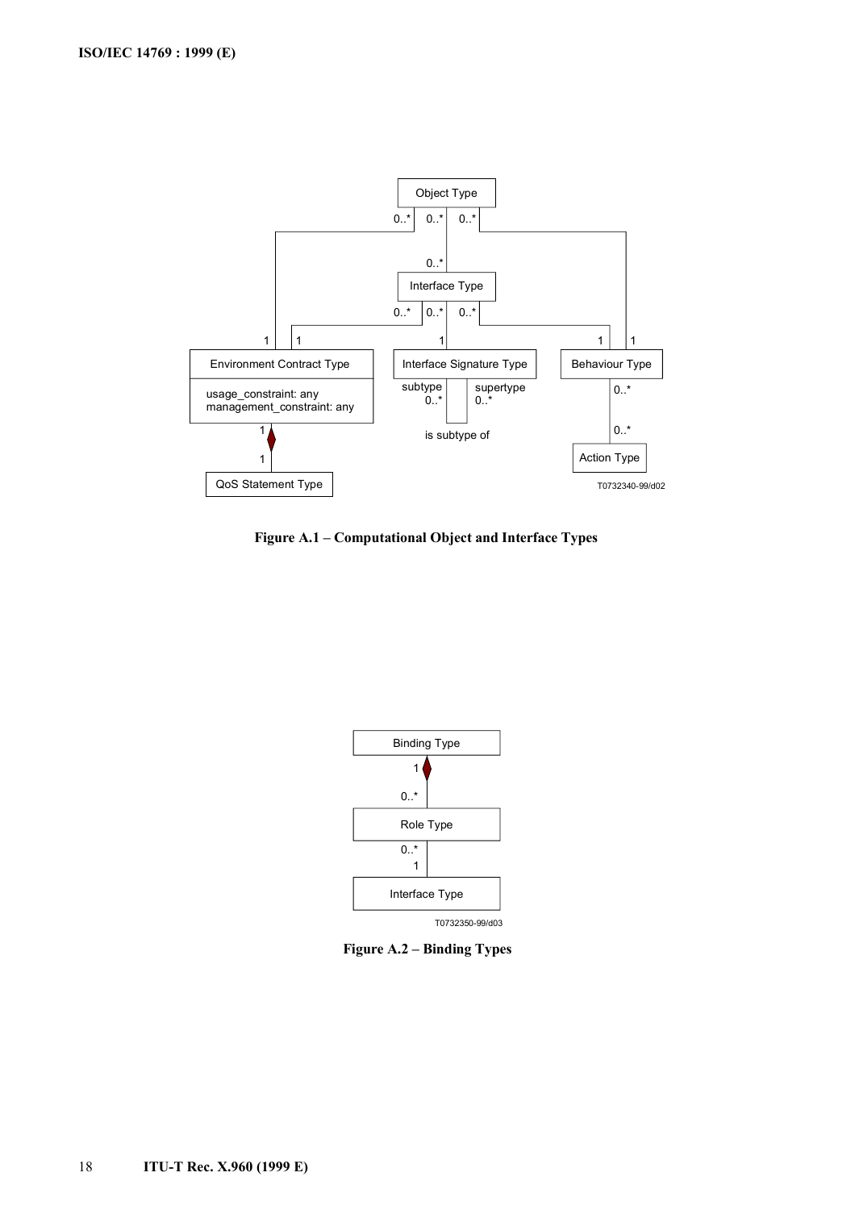Figure A.1 – Computational Object and Interface Types

Figure A.2 – Binding Types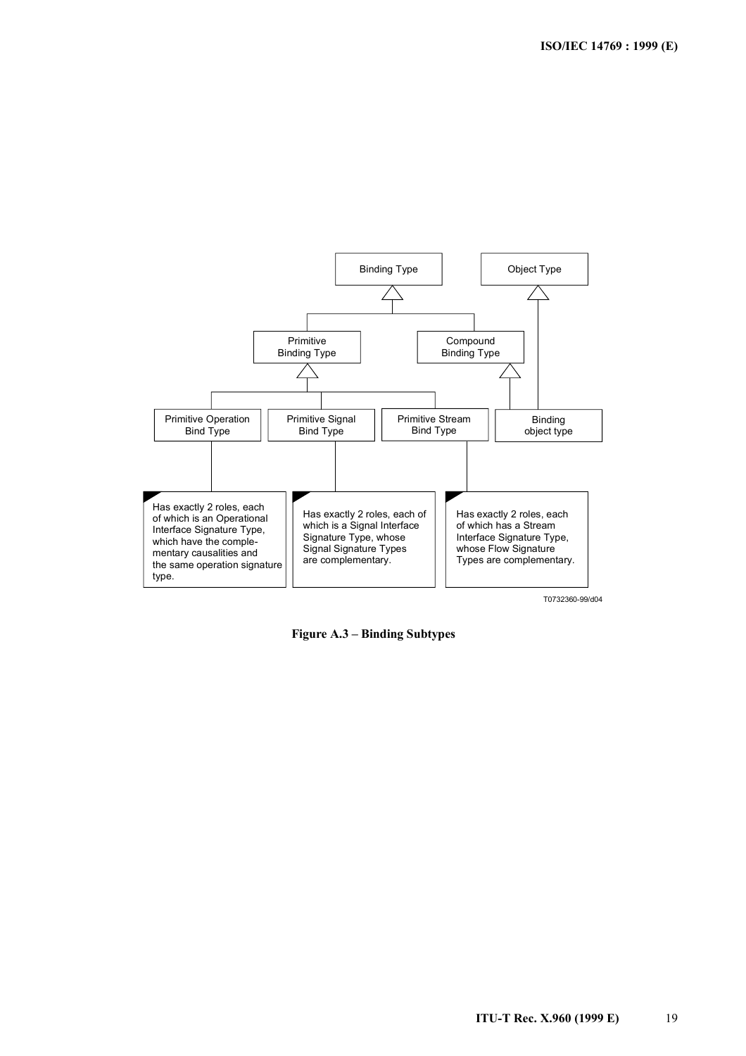Binding Type

Object Type

Primitive Binding Type

Compound Binding Type

Primitive Operation Bind Type

Primitive Signal Bind Type

Primitive Stream Bind Type

Binding object type

Has exactly 2 roles, each of which is an Operational Interface Signature Type, which have the complementary causalities and the same operation signature type.

Has exactly 2 roles, each of which is a Signal Interface Signature Type, whose Signal Signature Types are complementary.

Has exactly 2 roles, each of which has a Stream Interface Signature Type, whose Flow Signature Types are complementary.

T0732360-99/d04

**Figure A.3 – Binding Subtypes**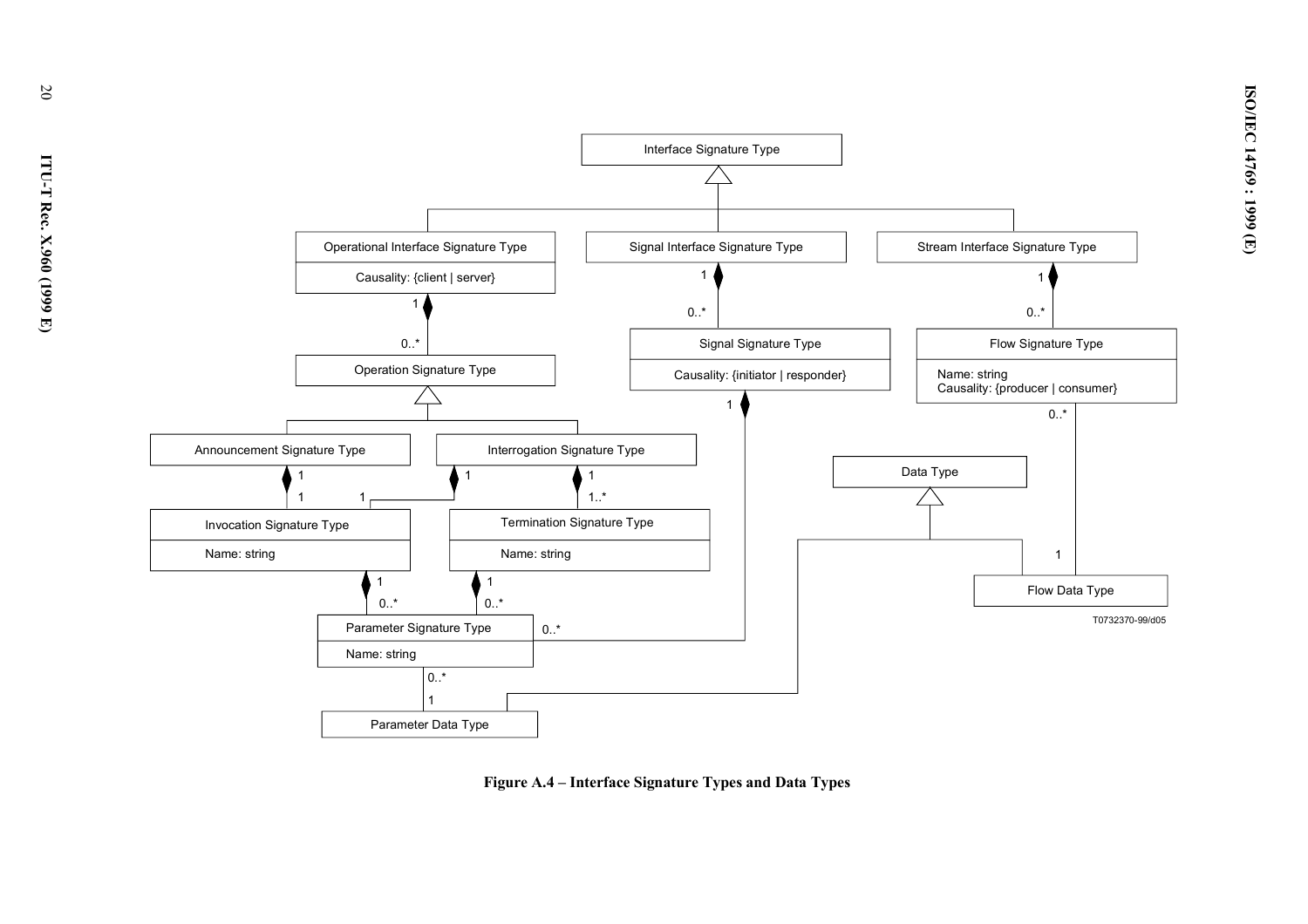Figure A.4 – Interface Signature Types and Data Types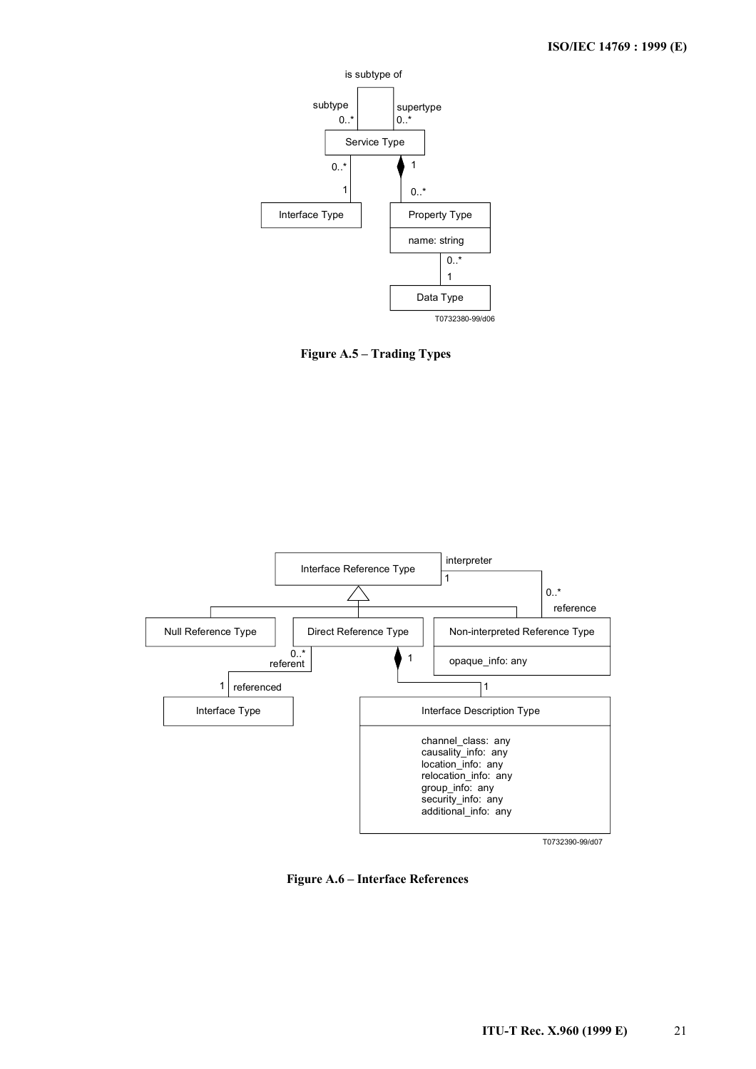**Figure A.5 – Trading Types**

**Figure A.6 – Interface References**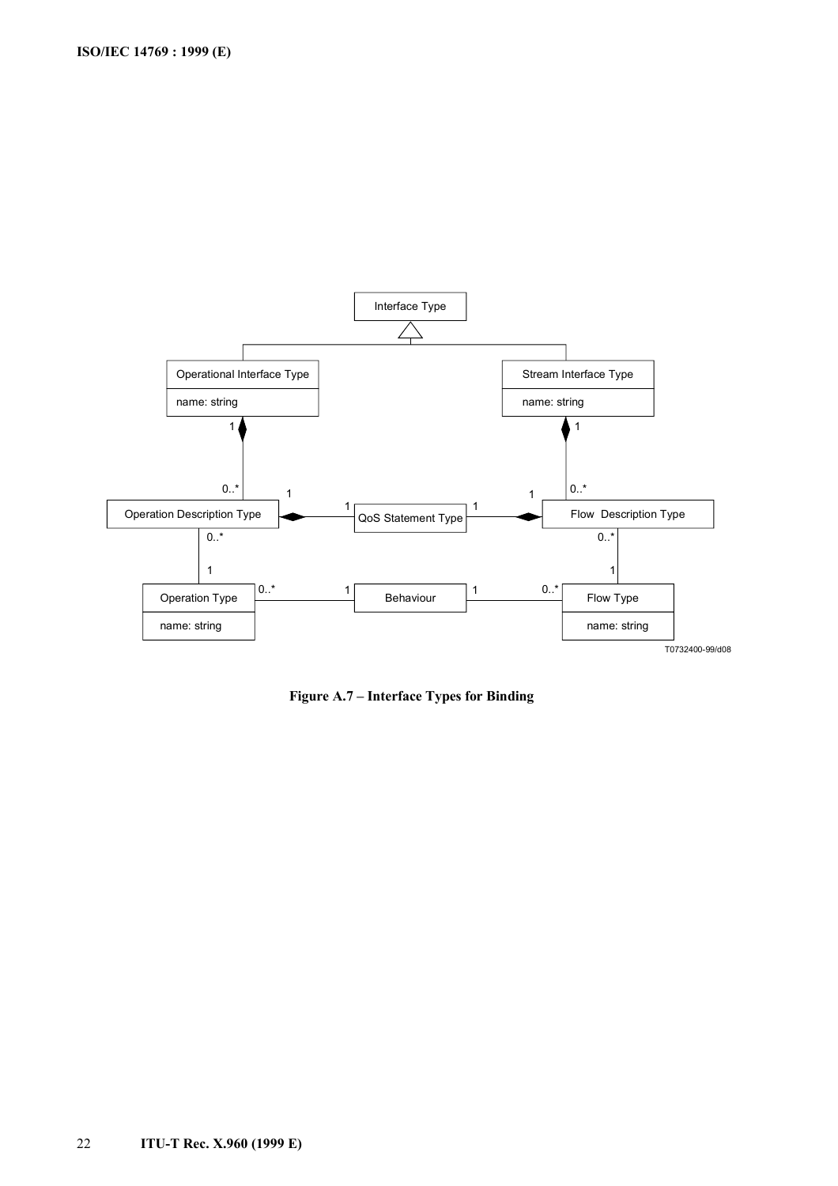Interface Type

Operational Interface Type

name: string

Stream Interface Type

name: string

Operation Description Type

QoS Statement Type

Flow Description Type

Operation Type

name: string

Behaviour

Flow Type

name: string

T0732400-99/d08

**Figure A.7 – Interface Types for Binding**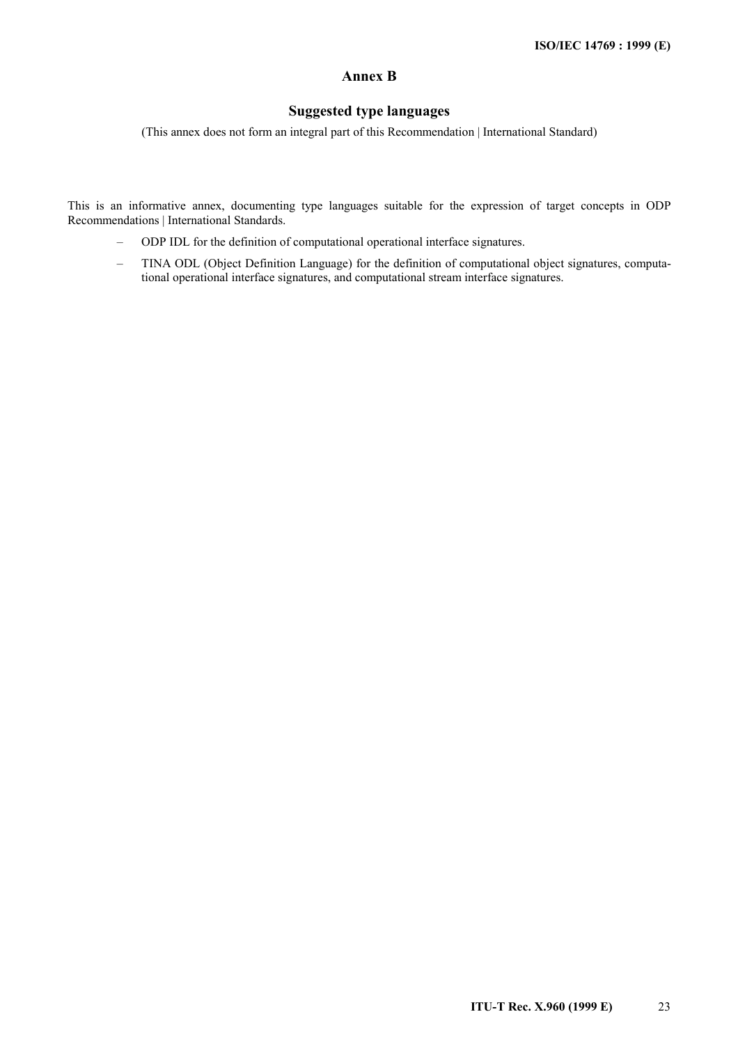# Annex B

## Suggested type languages

(This annex does not form an integral part of this Recommendation | International Standard)

This is an informative annex, documenting type languages suitable for the expression of target concepts in ODP Recommendations | International Standards.

– ODP IDL for the definition of computational operational interface signatures.

– TINA ODL (Object Definition Language) for the definition of computational object signatures, computational operational interface signatures, and computational stream interface signatures.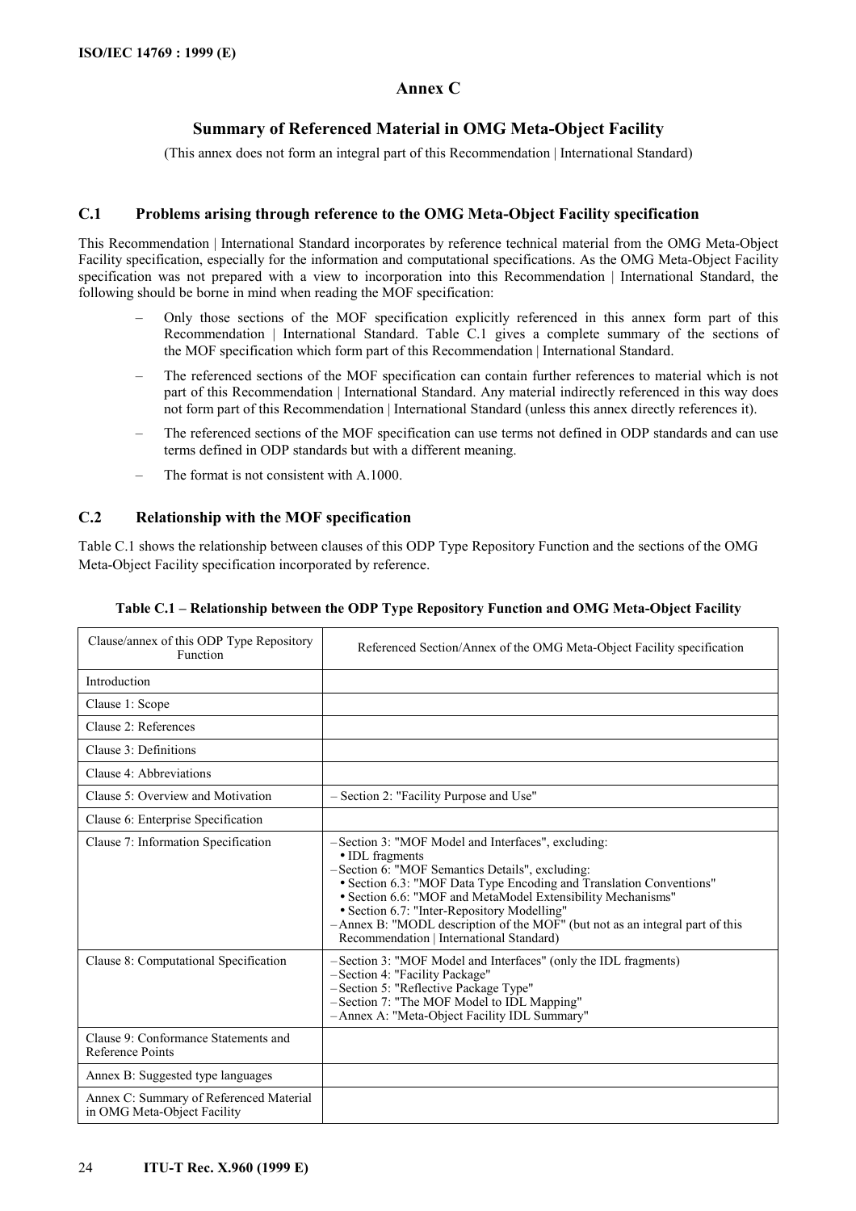# Annex C

## Summary of Referenced Material in OMG Meta-Object Facility

(This annex does not form an integral part of this Recommendation | International Standard)

### C.1 Problems arising through reference to the OMG Meta-Object Facility specification

This Recommendation | International Standard incorporates by reference technical material from the OMG Meta-Object Facility specification, especially for the information and computational specifications. As the OMG Meta-Object Facility specification was not prepared with a view to incorporation into this Recommendation | International Standard, the following should be borne in mind when reading the MOF specification:

- Only those sections of the MOF specification explicitly referenced in this annex form part of this Recommendation | International Standard. Table C.1 gives a complete summary of the sections of the MOF specification which form part of this Recommendation | International Standard.
- The referenced sections of the MOF specification can contain further references to material which is not part of this Recommendation | International Standard. Any material indirectly referenced in this way does not form part of this Recommendation | International Standard (unless this annex directly references it).
- The referenced sections of the MOF specification can use terms not defined in ODP standards and can use terms defined in ODP standards but with a different meaning.
- The format is not consistent with A.1000.

### C.2 Relationship with the MOF specification

Table C.1 shows the relationship between clauses of this ODP Type Repository Function and the sections of the OMG Meta-Object Facility specification incorporated by reference.

**Table C.1 – Relationship between the ODP Type Repository Function and OMG Meta-Object Facility**

| Clause/annex of this ODP Type Repository Function | Referenced Section/Annex of the OMG Meta-Object Facility specification |
|---|---|
| Introduction | |
| Clause 1: Scope | |
| Clause 2: References | |
| Clause 3: Definitions | |
| Clause 4: Abbreviations | |
| Clause 5: Overview and Motivation | – Section 2: "Facility Purpose and Use" |
| Clause 6: Enterprise Specification | |
| Clause 7: Information Specification | – Section 3: "MOF Model and Interfaces", excluding:<br>• IDL fragments<br>– Section 6: "MOF Semantics Details", excluding:<br>• Section 6.3: "MOF Data Type Encoding and Translation Conventions"<br>• Section 6.6: "MOF and MetaModel Extensibility Mechanisms"<br>• Section 6.7: "Inter-Repository Modelling"<br>– Annex B: "MODL description of the MOF" (but not as an integral part of this Recommendation \| International Standard) |
| Clause 8: Computational Specification | – Section 3: "MOF Model and Interfaces" (only the IDL fragments)<br>– Section 4: "Facility Package"<br>– Section 5: "Reflective Package Type"<br>– Section 7: "The MOF Model to IDL Mapping"<br>– Annex A: "Meta-Object Facility IDL Summary" |
| Clause 9: Conformance Statements and Reference Points | |
| Annex B: Suggested type languages | |
| Annex C: Summary of Referenced Material in OMG Meta-Object Facility | |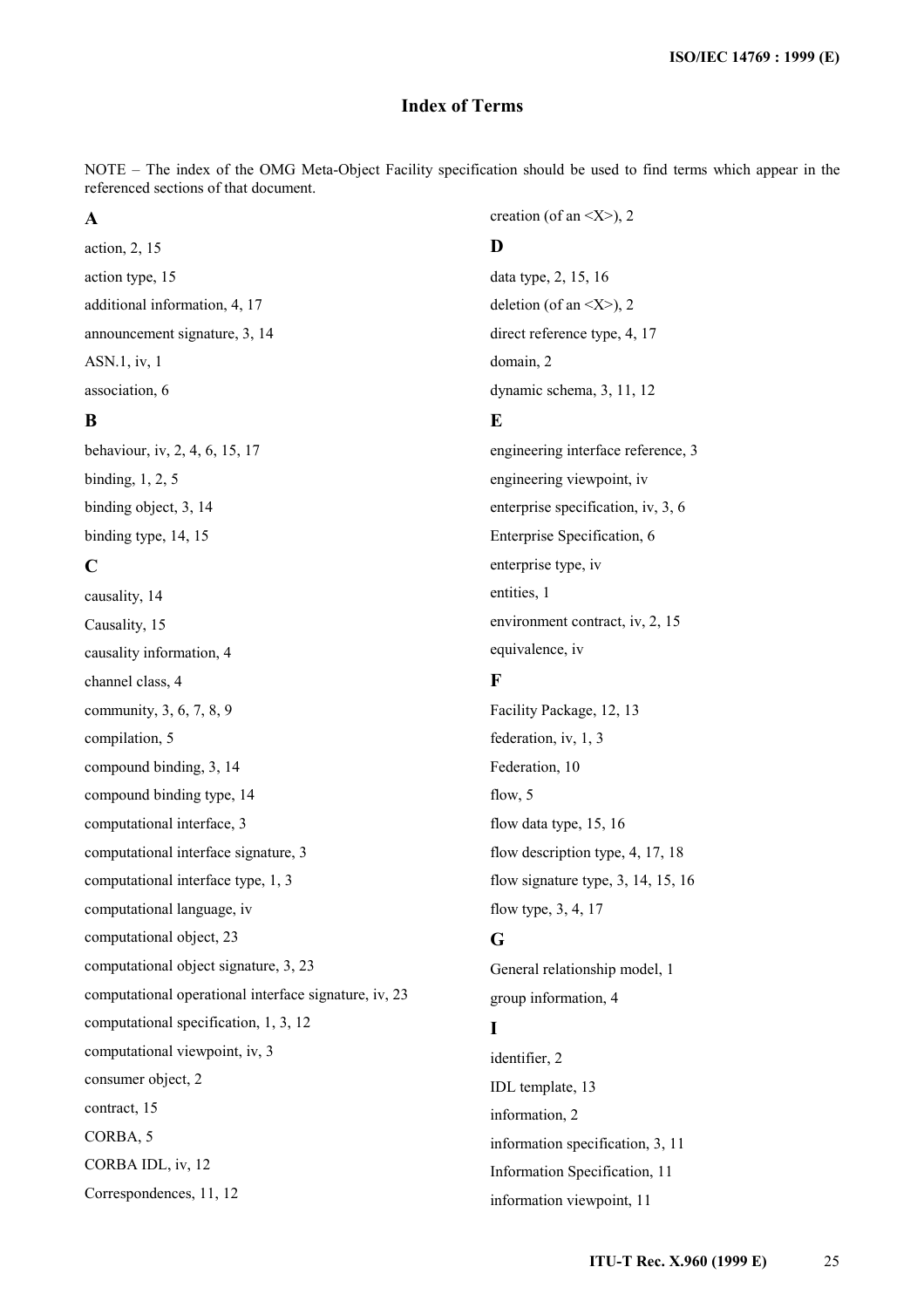# Index of Terms

NOTE – The index of the OMG Meta-Object Facility specification should be used to find terms which appear in the referenced sections of that document.

## A

action, 2, 15

action type, 15

additional information, 4, 17

announcement signature, 3, 14

ASN.1, iv, 1

association, 6

## B

behaviour, iv, 2, 4, 6, 15, 17

binding, 1, 2, 5

binding object, 3, 14

binding type, 14, 15

## C

causality, 14

Causality, 15

causality information, 4

channel class, 4

community, 3, 6, 7, 8, 9

compilation, 5

compound binding, 3, 14

compound binding type, 14

computational interface, 3

computational interface signature, 3

computational interface type, 1, 3

computational language, iv

computational object, 23

computational object signature, 3, 23

computational operational interface signature, iv, 23

computational specification, 1, 3, 12

computational viewpoint, iv, 3

consumer object, 2

contract, 15

CORBA, 5

CORBA IDL, iv, 12

Correspondences, 11, 12

creation (of an <X>), 2

## D

data type, 2, 15, 16

deletion (of an <X>), 2

direct reference type, 4, 17

domain, 2

dynamic schema, 3, 11, 12

## E

engineering interface reference, 3

engineering viewpoint, iv

enterprise specification, iv, 3, 6

Enterprise Specification, 6

enterprise type, iv

entities, 1

environment contract, iv, 2, 15

equivalence, iv

## F

Facility Package, 12, 13

federation, iv, 1, 3

Federation, 10

flow, 5

flow data type, 15, 16

flow description type, 4, 17, 18

flow signature type, 3, 14, 15, 16

flow type, 3, 4, 17

## G

General relationship model, 1

group information, 4

## I

identifier, 2

IDL template, 13

information, 2

information specification, 3, 11

Information Specification, 11

information viewpoint, 11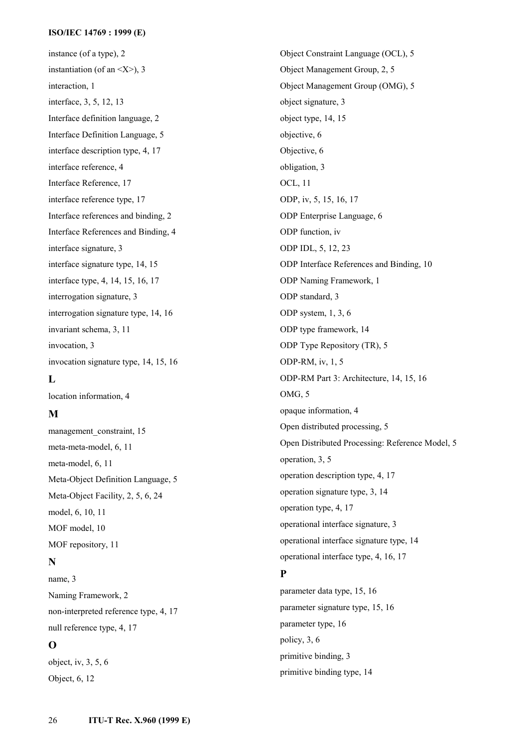instance (of a type), 2

instantiation (of an <X>), 3

interaction, 1

interface, 3, 5, 12, 13

Interface definition language, 2

Interface Definition Language, 5

interface description type, 4, 17

interface reference, 4

Interface Reference, 17

interface reference type, 17

Interface references and binding, 2

Interface References and Binding, 4

interface signature, 3

interface signature type, 14, 15

interface type, 4, 14, 15, 16, 17

interrogation signature, 3

interrogation signature type, 14, 16

invariant schema, 3, 11

invocation, 3

invocation signature type, 14, 15, 16

## L

location information, 4

## M

management_constraint, 15

meta-meta-model, 6, 11

meta-model, 6, 11

Meta-Object Definition Language, 5

Meta-Object Facility, 2, 5, 6, 24

model, 6, 10, 11

MOF model, 10

MOF repository, 11

## N

name, 3

Naming Framework, 2

non-interpreted reference type, 4, 17

null reference type, 4, 17

## O

object, iv, 3, 5, 6

Object, 6, 12

Object Constraint Language (OCL), 5

Object Management Group, 2, 5

Object Management Group (OMG), 5

object signature, 3

object type, 14, 15

objective, 6

Objective, 6

obligation, 3

OCL, 11

ODP, iv, 5, 15, 16, 17

ODP Enterprise Language, 6

ODP function, iv

ODP IDL, 5, 12, 23

ODP Interface References and Binding, 10

ODP Naming Framework, 1

ODP standard, 3

ODP system, 1, 3, 6

ODP type framework, 14

ODP Type Repository (TR), 5

ODP-RM, iv, 1, 5

ODP-RM Part 3: Architecture, 14, 15, 16

OMG, 5

opaque information, 4

Open distributed processing, 5

Open Distributed Processing: Reference Model, 5

operation, 3, 5

operation description type, 4, 17

operation signature type, 3, 14

operation type, 4, 17

operational interface signature, 3

operational interface signature type, 14

operational interface type, 4, 16, 17

## P

parameter data type, 15, 16

parameter signature type, 15, 16

parameter type, 16

policy, 3, 6

primitive binding, 3

primitive binding type, 14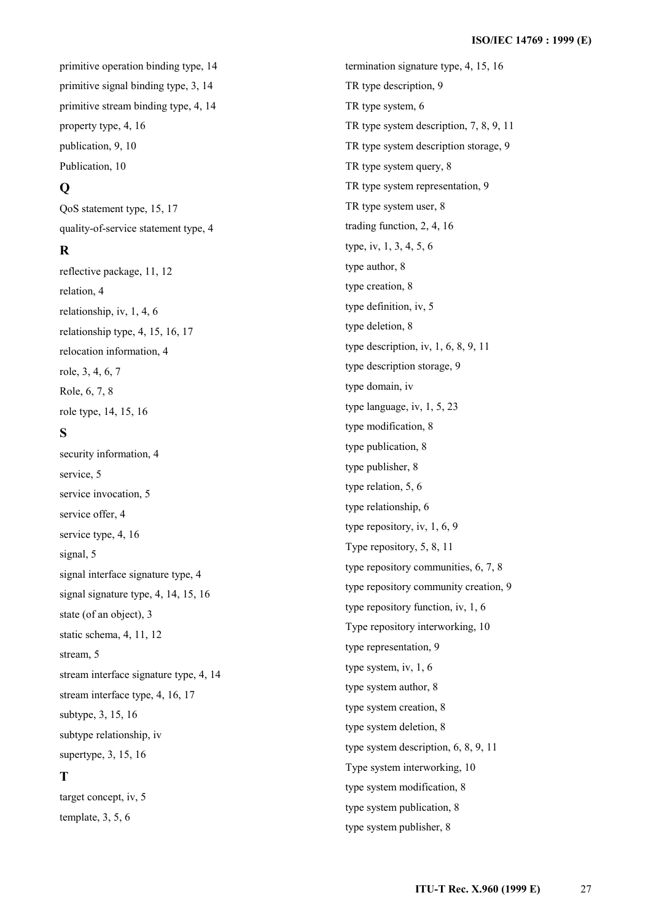primitive operation binding type, 14

primitive signal binding type, 3, 14

primitive stream binding type, 4, 14

property type, 4, 16

publication, 9, 10

Publication, 10

## Q

QoS statement type, 15, 17

quality-of-service statement type, 4

## R

reflective package, 11, 12

relation, 4

relationship, iv, 1, 4, 6

relationship type, 4, 15, 16, 17

relocation information, 4

role, 3, 4, 6, 7

Role, 6, 7, 8

role type, 14, 15, 16

## S

security information, 4

service, 5

service invocation, 5

service offer, 4

service type, 4, 16

signal, 5

signal interface signature type, 4

signal signature type, 4, 14, 15, 16

state (of an object), 3

static schema, 4, 11, 12

stream, 5

stream interface signature type, 4, 14

stream interface type, 4, 16, 17

subtype, 3, 15, 16

subtype relationship, iv

supertype, 3, 15, 16

## T

target concept, iv, 5

template, 3, 5, 6

termination signature type, 4, 15, 16

TR type description, 9

TR type system, 6

TR type system description, 7, 8, 9, 11

TR type system description storage, 9

TR type system query, 8

TR type system representation, 9

TR type system user, 8

trading function, 2, 4, 16

type, iv, 1, 3, 4, 5, 6

type author, 8

type creation, 8

type definition, iv, 5

type deletion, 8

type description, iv, 1, 6, 8, 9, 11

type description storage, 9

type domain, iv

type language, iv, 1, 5, 23

type modification, 8

type publication, 8

type publisher, 8

type relation, 5, 6

type relationship, 6

type repository, iv, 1, 6, 9

Type repository, 5, 8, 11

type repository communities, 6, 7, 8

type repository community creation, 9

type repository function, iv, 1, 6

Type repository interworking, 10

type representation, 9

type system, iv, 1, 6

type system author, 8

type system creation, 8

type system deletion, 8

type system description, 6, 8, 9, 11

Type system interworking, 10

type system modification, 8

type system publication, 8

type system publisher, 8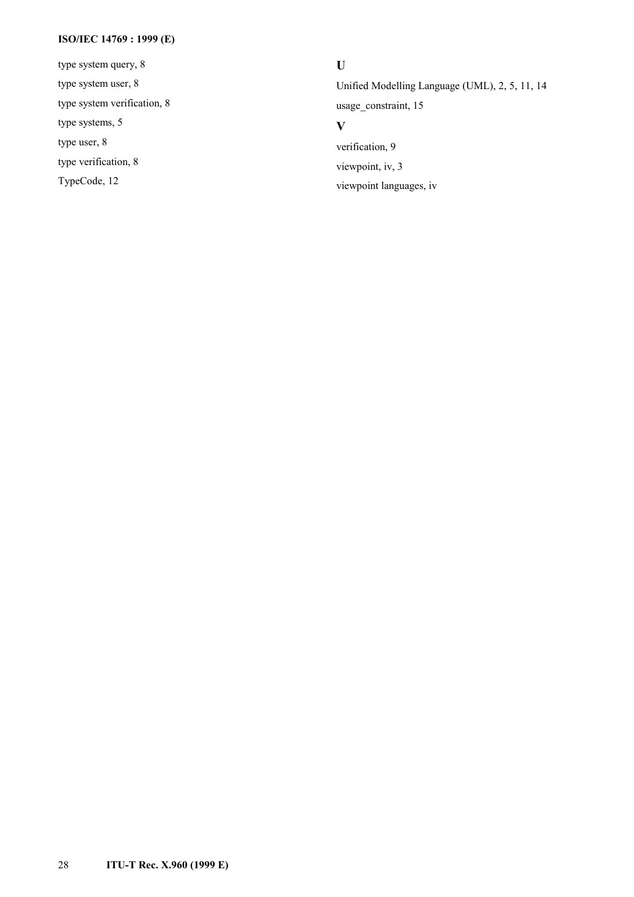type system query, 8

type system user, 8

type system verification, 8

type systems, 5

type user, 8

type verification, 8

TypeCode, 12

## U

Unified Modelling Language (UML), 2, 5, 11, 14

usage_constraint, 15

## V

verification, 9

viewpoint, iv, 3

viewpoint languages, iv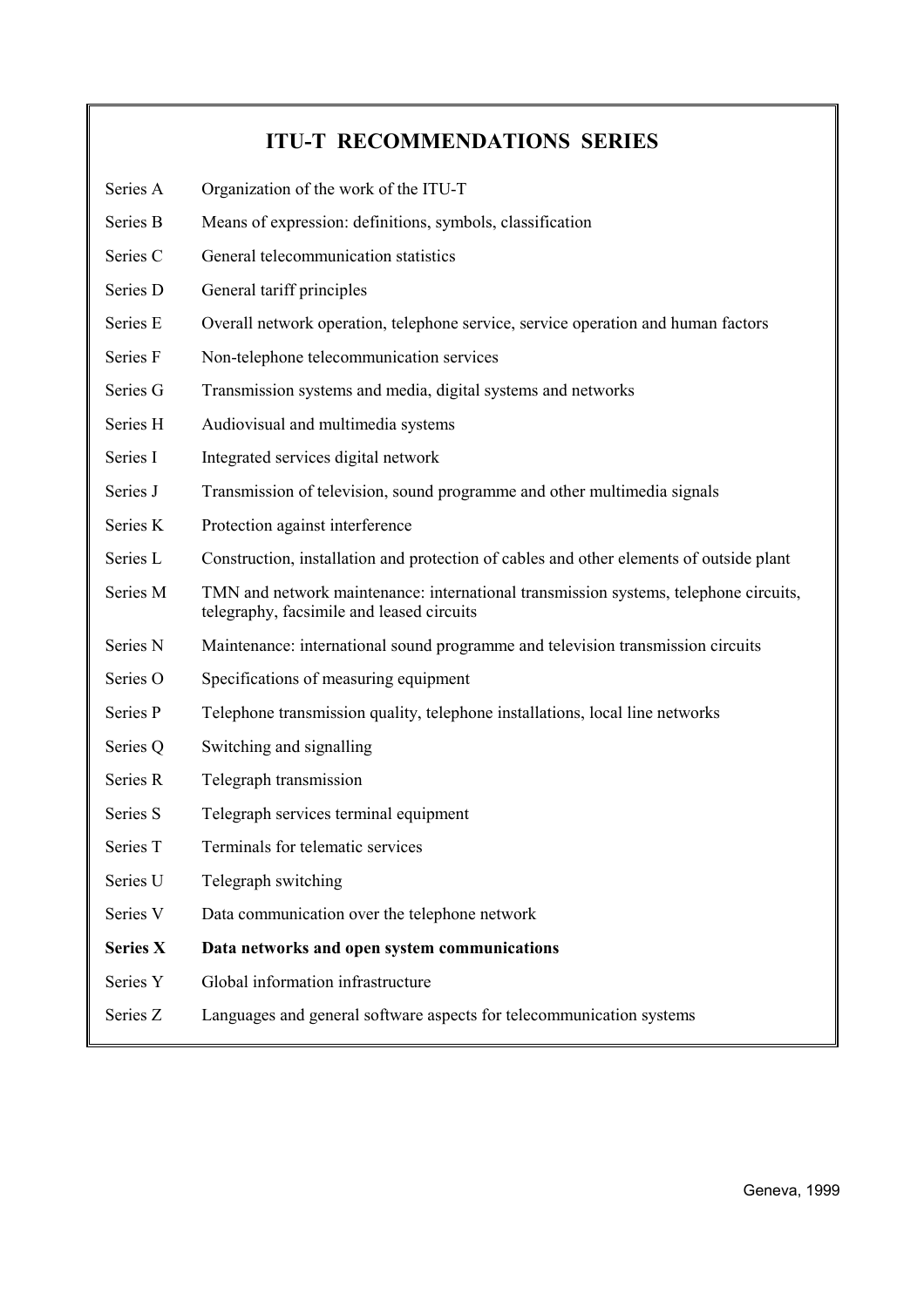# ITU-T RECOMMENDATIONS SERIES

| | |
|---|---|
| Series A | Organization of the work of the ITU-T |
| Series B | Means of expression: definitions, symbols, classification |
| Series C | General telecommunication statistics |
| Series D | General tariff principles |
| Series E | Overall network operation, telephone service, service operation and human factors |
| Series F | Non-telephone telecommunication services |
| Series G | Transmission systems and media, digital systems and networks |
| Series H | Audiovisual and multimedia systems |
| Series I | Integrated services digital network |
| Series J | Transmission of television, sound programme and other multimedia signals |
| Series K | Protection against interference |
| Series L | Construction, installation and protection of cables and other elements of outside plant |
| Series M | TMN and network maintenance: international transmission systems, telephone circuits, telegraphy, facsimile and leased circuits |
| Series N | Maintenance: international sound programme and television transmission circuits |
| Series O | Specifications of measuring equipment |
| Series P | Telephone transmission quality, telephone installations, local line networks |
| Series Q | Switching and signalling |
| Series R | Telegraph transmission |
| Series S | Telegraph services terminal equipment |
| Series T | Terminals for telematic services |
| Series U | Telegraph switching |
| Series V | Data communication over the telephone network |
| **Series X** | **Data networks and open system communications** |
| Series Y | Global information infrastructure |
| Series Z | Languages and general software aspects for telecommunication systems |

Geneva, 1999